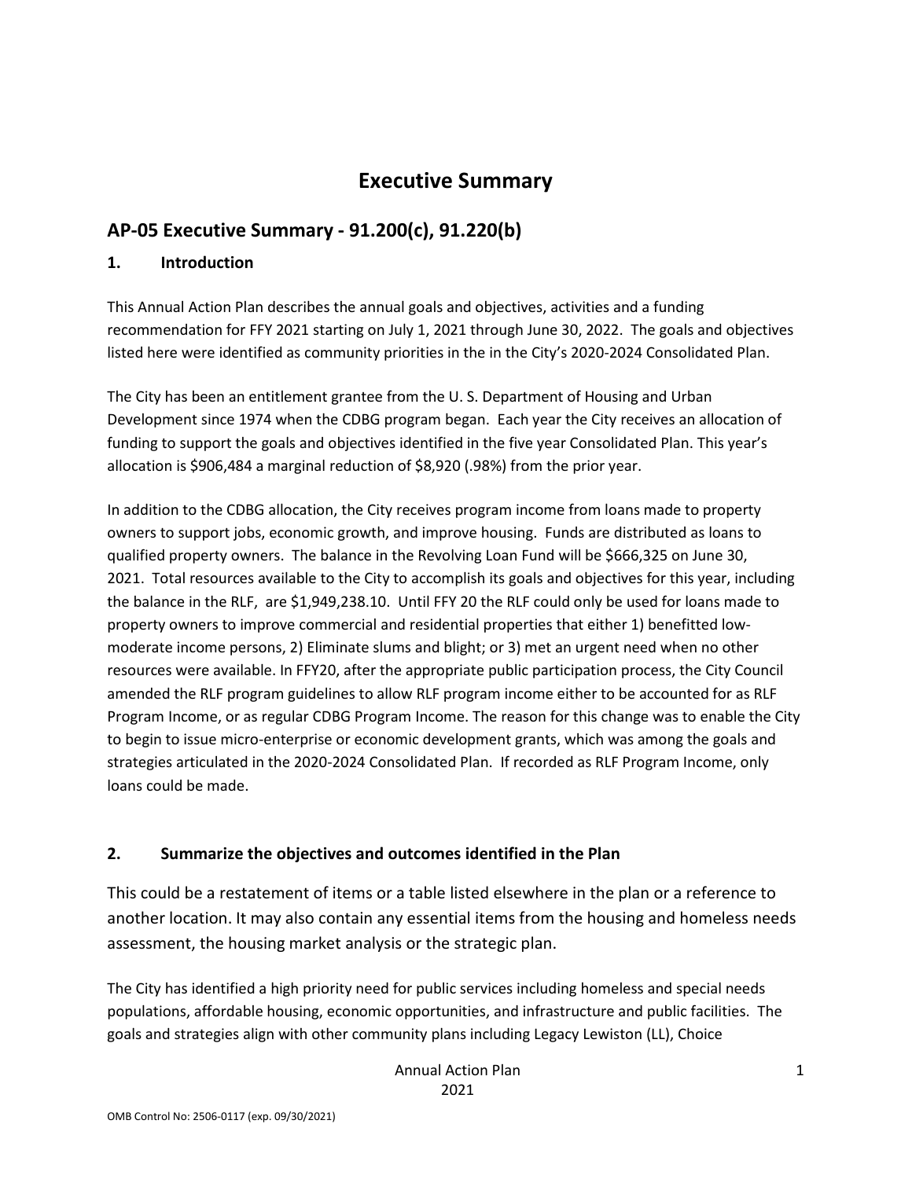# Executive Summary

## AP-05 Executive Summary - 91.200(c), 91.220(b)

### 1. Introduction

This Annual Action Plan describes the annual goals and objectives, activities and a funding recommendation for FFY 2021 starting on July 1, 2021 through June 30, 2022. The goals and objectives listed here were identified as community priorities in the in the City's 2020-2024 Consolidated Plan.

The City has been an entitlement grantee from the U. S. Department of Housing and Urban Development since 1974 when the CDBG program began. Each year the City receives an allocation of funding to support the goals and objectives identified in the five year Consolidated Plan. This year's allocation is $906,484 a marginal reduction of $8,920 (.98%) from the prior year.

In addition to the CDBG allocation, the City receives program income from loans made to property owners to support jobs, economic growth, and improve housing. Funds are distributed as loans to qualified property owners. The balance in the Revolving Loan Fund will be $666,325 on June 30, 2021. Total resources available to the City to accomplish its goals and objectives for this year, including the balance in the RLF, are $1,949,238.10. Until FFY 20 the RLF could only be used for loans made to property owners to improve commercial and residential properties that either 1) benefitted low-moderate income persons, 2) Eliminate slums and blight; or 3) met an urgent need when no other resources were available. In FFY20, after the appropriate public participation process, the City Council amended the RLF program guidelines to allow RLF program income either to be accounted for as RLF Program Income, or as regular CDBG Program Income. The reason for this change was to enable the City to begin to issue micro-enterprise or economic development grants, which was among the goals and strategies articulated in the 2020-2024 Consolidated Plan. If recorded as RLF Program Income, only loans could be made.

### 2. Summarize the objectives and outcomes identified in the Plan

This could be a restatement of items or a table listed elsewhere in the plan or a reference to another location. It may also contain any essential items from the housing and homeless needs assessment, the housing market analysis or the strategic plan.

The City has identified a high priority need for public services including homeless and special needs populations, affordable housing, economic opportunities, and infrastructure and public facilities. The goals and strategies align with other community plans including Legacy Lewiston (LL), Choice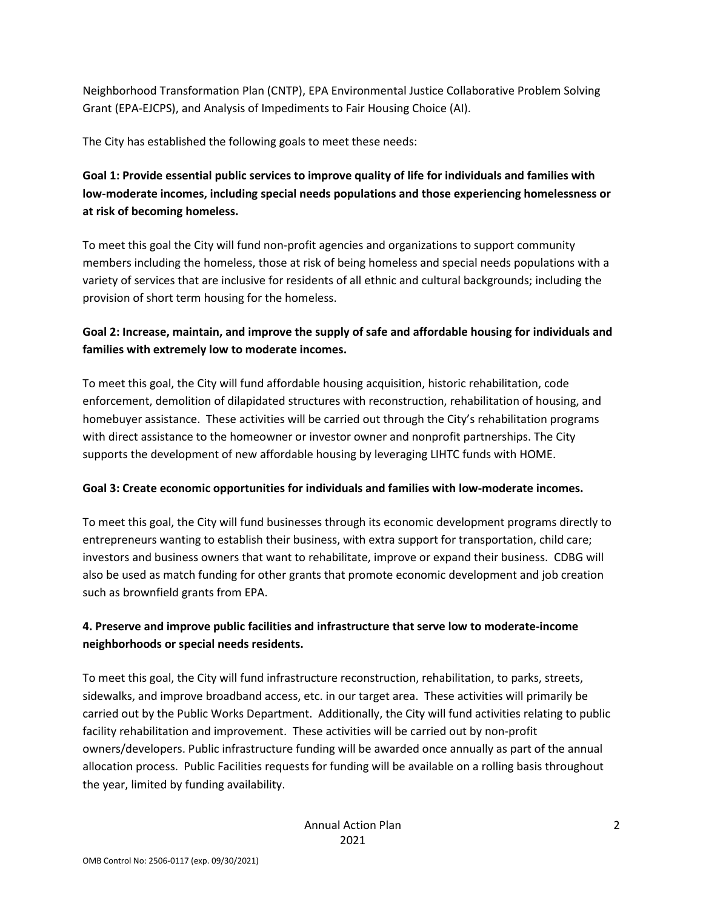Neighborhood Transformation Plan (CNTP), EPA Environmental Justice Collaborative Problem Solving Grant (EPA-EJCPS), and Analysis of Impediments to Fair Housing Choice (AI).

The City has established the following goals to meet these needs:

**Goal 1: Provide essential public services to improve quality of life for individuals and families with low-moderate incomes, including special needs populations and those experiencing homelessness or at risk of becoming homeless.**

To meet this goal the City will fund non-profit agencies and organizations to support community members including the homeless, those at risk of being homeless and special needs populations with a variety of services that are inclusive for residents of all ethnic and cultural backgrounds; including the provision of short term housing for the homeless.

**Goal 2: Increase, maintain, and improve the supply of safe and affordable housing for individuals and families with extremely low to moderate incomes.**

To meet this goal, the City will fund affordable housing acquisition, historic rehabilitation, code enforcement, demolition of dilapidated structures with reconstruction, rehabilitation of housing, and homebuyer assistance. These activities will be carried out through the City's rehabilitation programs with direct assistance to the homeowner or investor owner and nonprofit partnerships. The City supports the development of new affordable housing by leveraging LIHTC funds with HOME.

**Goal 3: Create economic opportunities for individuals and families with low-moderate incomes.**

To meet this goal, the City will fund businesses through its economic development programs directly to entrepreneurs wanting to establish their business, with extra support for transportation, child care; investors and business owners that want to rehabilitate, improve or expand their business. CDBG will also be used as match funding for other grants that promote economic development and job creation such as brownfield grants from EPA.

**4. Preserve and improve public facilities and infrastructure that serve low to moderate-income neighborhoods or special needs residents.**

To meet this goal, the City will fund infrastructure reconstruction, rehabilitation, to parks, streets, sidewalks, and improve broadband access, etc. in our target area. These activities will primarily be carried out by the Public Works Department. Additionally, the City will fund activities relating to public facility rehabilitation and improvement. These activities will be carried out by non-profit owners/developers. Public infrastructure funding will be awarded once annually as part of the annual allocation process. Public Facilities requests for funding will be available on a rolling basis throughout the year, limited by funding availability.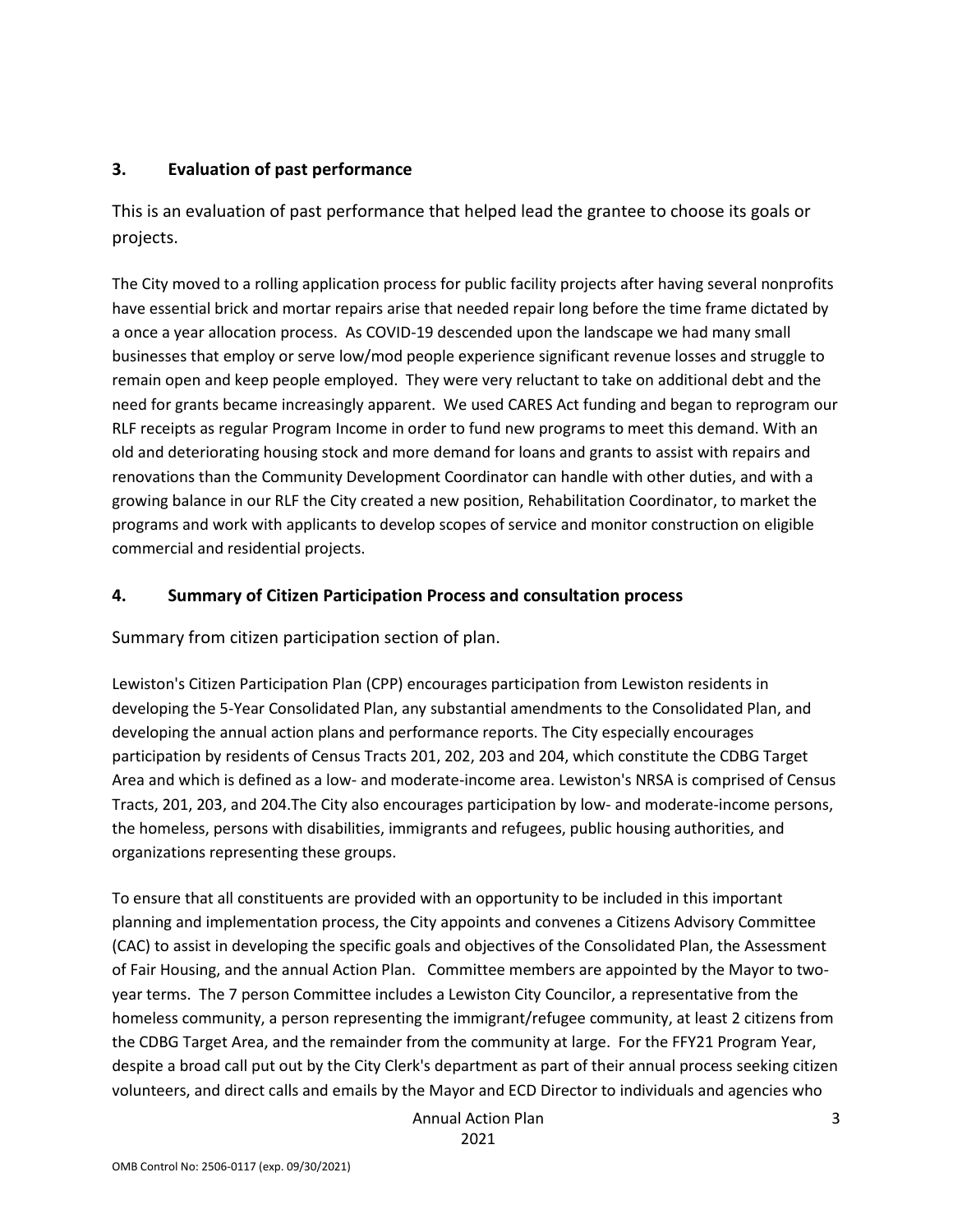### 3. Evaluation of past performance

This is an evaluation of past performance that helped lead the grantee to choose its goals or projects.

The City moved to a rolling application process for public facility projects after having several nonprofits have essential brick and mortar repairs arise that needed repair long before the time frame dictated by a once a year allocation process. As COVID-19 descended upon the landscape we had many small businesses that employ or serve low/mod people experience significant revenue losses and struggle to remain open and keep people employed. They were very reluctant to take on additional debt and the need for grants became increasingly apparent. We used CARES Act funding and began to reprogram our RLF receipts as regular Program Income in order to fund new programs to meet this demand. With an old and deteriorating housing stock and more demand for loans and grants to assist with repairs and renovations than the Community Development Coordinator can handle with other duties, and with a growing balance in our RLF the City created a new position, Rehabilitation Coordinator, to market the programs and work with applicants to develop scopes of service and monitor construction on eligible commercial and residential projects.

### 4. Summary of Citizen Participation Process and consultation process

Summary from citizen participation section of plan.

Lewiston's Citizen Participation Plan (CPP) encourages participation from Lewiston residents in developing the 5-Year Consolidated Plan, any substantial amendments to the Consolidated Plan, and developing the annual action plans and performance reports. The City especially encourages participation by residents of Census Tracts 201, 202, 203 and 204, which constitute the CDBG Target Area and which is defined as a low- and moderate-income area. Lewiston's NRSA is comprised of Census Tracts, 201, 203, and 204.The City also encourages participation by low- and moderate-income persons, the homeless, persons with disabilities, immigrants and refugees, public housing authorities, and organizations representing these groups.

To ensure that all constituents are provided with an opportunity to be included in this important planning and implementation process, the City appoints and convenes a Citizens Advisory Committee (CAC) to assist in developing the specific goals and objectives of the Consolidated Plan, the Assessment of Fair Housing, and the annual Action Plan. Committee members are appointed by the Mayor to two-year terms. The 7 person Committee includes a Lewiston City Councilor, a representative from the homeless community, a person representing the immigrant/refugee community, at least 2 citizens from the CDBG Target Area, and the remainder from the community at large. For the FFY21 Program Year, despite a broad call put out by the City Clerk's department as part of their annual process seeking citizen volunteers, and direct calls and emails by the Mayor and ECD Director to individuals and agencies who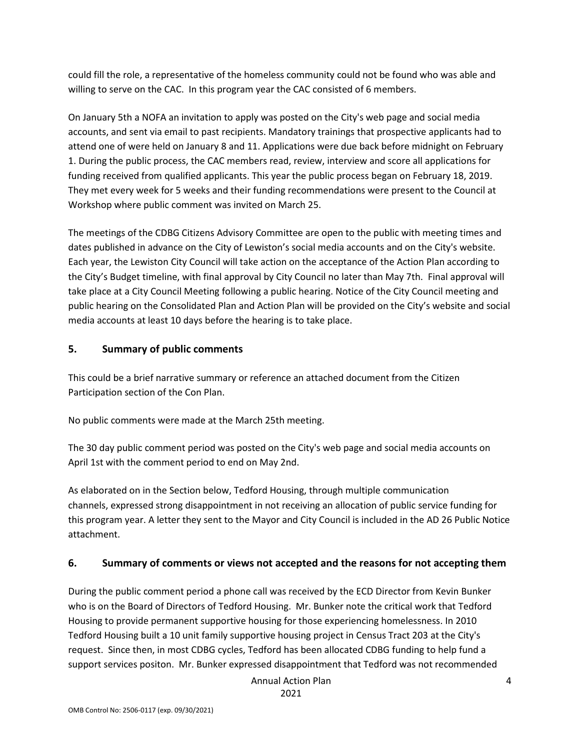could fill the role, a representative of the homeless community could not be found who was able and willing to serve on the CAC. In this program year the CAC consisted of 6 members.

On January 5th a NOFA an invitation to apply was posted on the City's web page and social media accounts, and sent via email to past recipients. Mandatory trainings that prospective applicants had to attend one of were held on January 8 and 11. Applications were due back before midnight on February 1. During the public process, the CAC members read, review, interview and score all applications for funding received from qualified applicants. This year the public process began on February 18, 2019. They met every week for 5 weeks and their funding recommendations were present to the Council at Workshop where public comment was invited on March 25.

The meetings of the CDBG Citizens Advisory Committee are open to the public with meeting times and dates published in advance on the City of Lewiston's social media accounts and on the City's website. Each year, the Lewiston City Council will take action on the acceptance of the Action Plan according to the City's Budget timeline, with final approval by City Council no later than May 7th. Final approval will take place at a City Council Meeting following a public hearing. Notice of the City Council meeting and public hearing on the Consolidated Plan and Action Plan will be provided on the City's website and social media accounts at least 10 days before the hearing is to take place.

## 5. Summary of public comments

This could be a brief narrative summary or reference an attached document from the Citizen Participation section of the Con Plan.

No public comments were made at the March 25th meeting.

The 30 day public comment period was posted on the City's web page and social media accounts on April 1st with the comment period to end on May 2nd.

As elaborated on in the Section below, Tedford Housing, through multiple communication channels, expressed strong disappointment in not receiving an allocation of public service funding for this program year. A letter they sent to the Mayor and City Council is included in the AD 26 Public Notice attachment.

## 6. Summary of comments or views not accepted and the reasons for not accepting them

During the public comment period a phone call was received by the ECD Director from Kevin Bunker who is on the Board of Directors of Tedford Housing. Mr. Bunker note the critical work that Tedford Housing to provide permanent supportive housing for those experiencing homelessness. In 2010 Tedford Housing built a 10 unit family supportive housing project in Census Tract 203 at the City's request. Since then, in most CDBG cycles, Tedford has been allocated CDBG funding to help fund a support services positon. Mr. Bunker expressed disappointment that Tedford was not recommended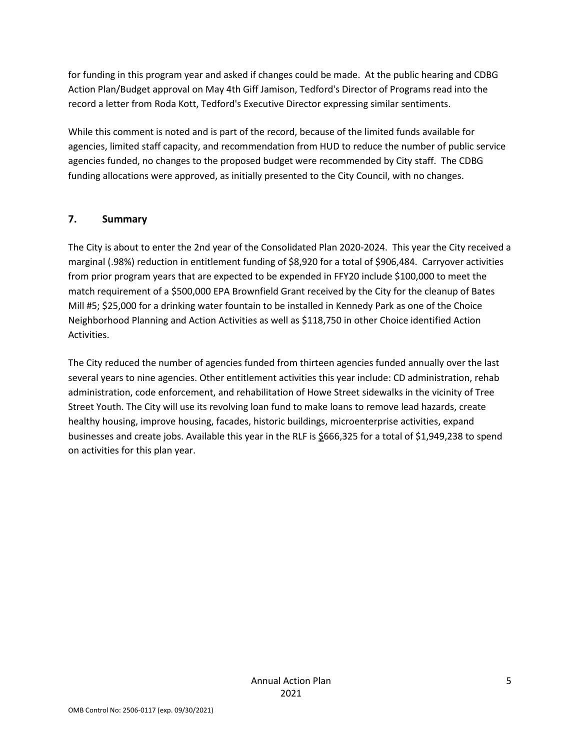for funding in this program year and asked if changes could be made. At the public hearing and CDBG Action Plan/Budget approval on May 4th Giff Jamison, Tedford's Director of Programs read into the record a letter from Roda Kott, Tedford's Executive Director expressing similar sentiments.

While this comment is noted and is part of the record, because of the limited funds available for agencies, limited staff capacity, and recommendation from HUD to reduce the number of public service agencies funded, no changes to the proposed budget were recommended by City staff. The CDBG funding allocations were approved, as initially presented to the City Council, with no changes.

## 7. Summary

The City is about to enter the 2nd year of the Consolidated Plan 2020-2024. This year the City received a marginal (.98%) reduction in entitlement funding of $8,920 for a total of $906,484. Carryover activities from prior program years that are expected to be expended in FFY20 include $100,000 to meet the match requirement of a $500,000 EPA Brownfield Grant received by the City for the cleanup of Bates Mill #5; $25,000 for a drinking water fountain to be installed in Kennedy Park as one of the Choice Neighborhood Planning and Action Activities as well as $118,750 in other Choice identified Action Activities.

The City reduced the number of agencies funded from thirteen agencies funded annually over the last several years to nine agencies. Other entitlement activities this year include: CD administration, rehab administration, code enforcement, and rehabilitation of Howe Street sidewalks in the vicinity of Tree Street Youth. The City will use its revolving loan fund to make loans to remove lead hazards, create healthy housing, improve housing, facades, historic buildings, microenterprise activities, expand businesses and create jobs. Available this year in the RLF is $666,325 for a total of $1,949,238 to spend on activities for this plan year.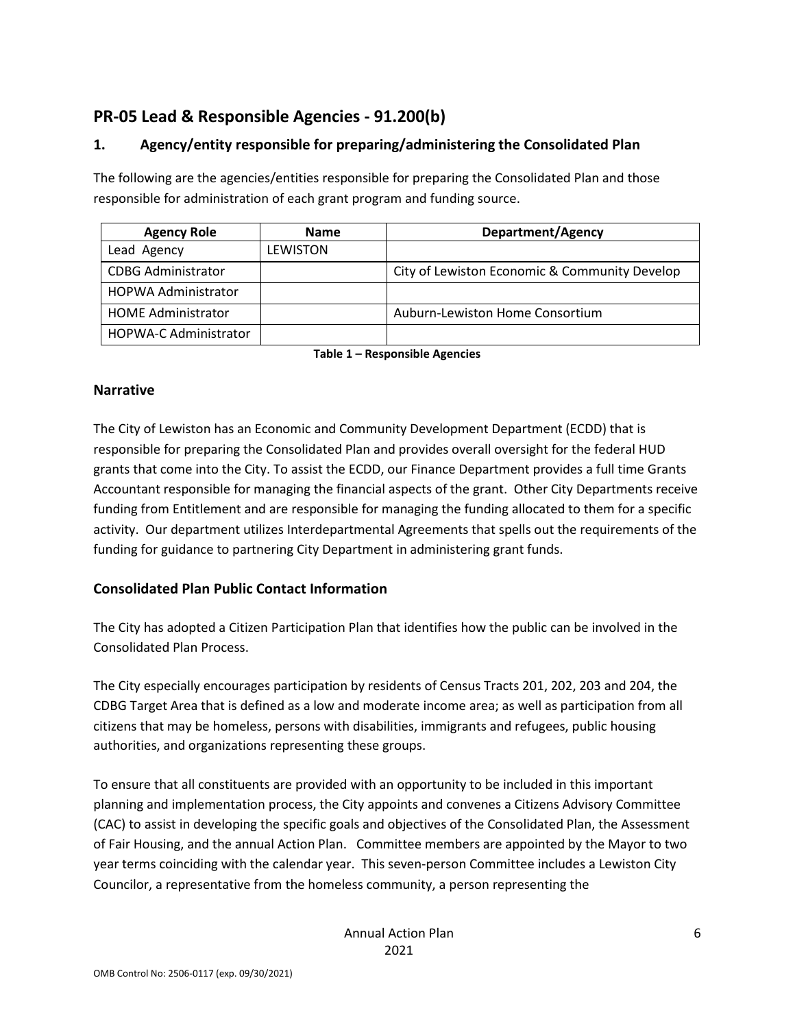## PR-05 Lead & Responsible Agencies - 91.200(b)

### 1. Agency/entity responsible for preparing/administering the Consolidated Plan

The following are the agencies/entities responsible for preparing the Consolidated Plan and those responsible for administration of each grant program and funding source.

| Agency Role | Name | Department/Agency |
|---|---|---|
| Lead Agency | LEWISTON | |
| CDBG Administrator | | City of Lewiston Economic & Community Develop |
| HOPWA Administrator | | |
| HOME Administrator | | Auburn-Lewiston Home Consortium |
| HOPWA-C Administrator | | |

**Table 1 – Responsible Agencies**

### Narrative

The City of Lewiston has an Economic and Community Development Department (ECDD) that is responsible for preparing the Consolidated Plan and provides overall oversight for the federal HUD grants that come into the City. To assist the ECDD, our Finance Department provides a full time Grants Accountant responsible for managing the financial aspects of the grant. Other City Departments receive funding from Entitlement and are responsible for managing the funding allocated to them for a specific activity. Our department utilizes Interdepartmental Agreements that spells out the requirements of the funding for guidance to partnering City Department in administering grant funds.

### Consolidated Plan Public Contact Information

The City has adopted a Citizen Participation Plan that identifies how the public can be involved in the Consolidated Plan Process.

The City especially encourages participation by residents of Census Tracts 201, 202, 203 and 204, the CDBG Target Area that is defined as a low and moderate income area; as well as participation from all citizens that may be homeless, persons with disabilities, immigrants and refugees, public housing authorities, and organizations representing these groups.

To ensure that all constituents are provided with an opportunity to be included in this important planning and implementation process, the City appoints and convenes a Citizens Advisory Committee (CAC) to assist in developing the specific goals and objectives of the Consolidated Plan, the Assessment of Fair Housing, and the annual Action Plan. Committee members are appointed by the Mayor to two year terms coinciding with the calendar year. This seven-person Committee includes a Lewiston City Councilor, a representative from the homeless community, a person representing the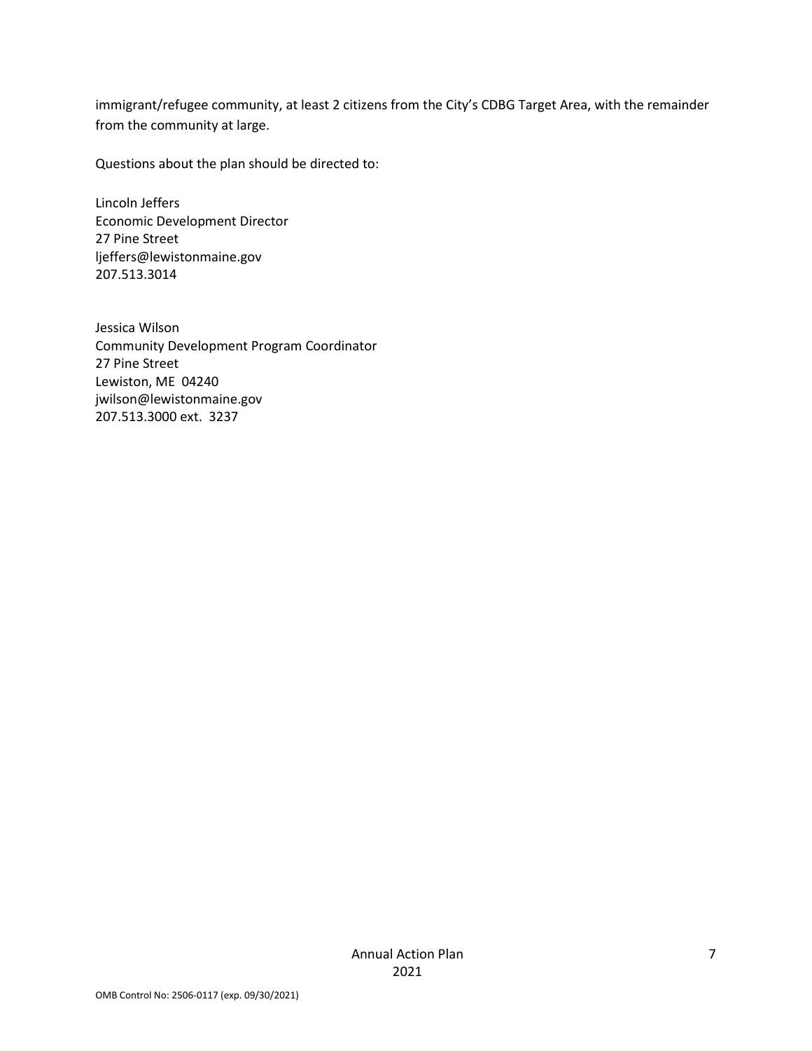immigrant/refugee community, at least 2 citizens from the City's CDBG Target Area, with the remainder from the community at large.

Questions about the plan should be directed to:

Lincoln Jeffers
Economic Development Director
27 Pine Street
ljeffers@lewistonmaine.gov
207.513.3014

Jessica Wilson
Community Development Program Coordinator
27 Pine Street
Lewiston, ME 04240
jwilson@lewistonmaine.gov
207.513.3000 ext. 3237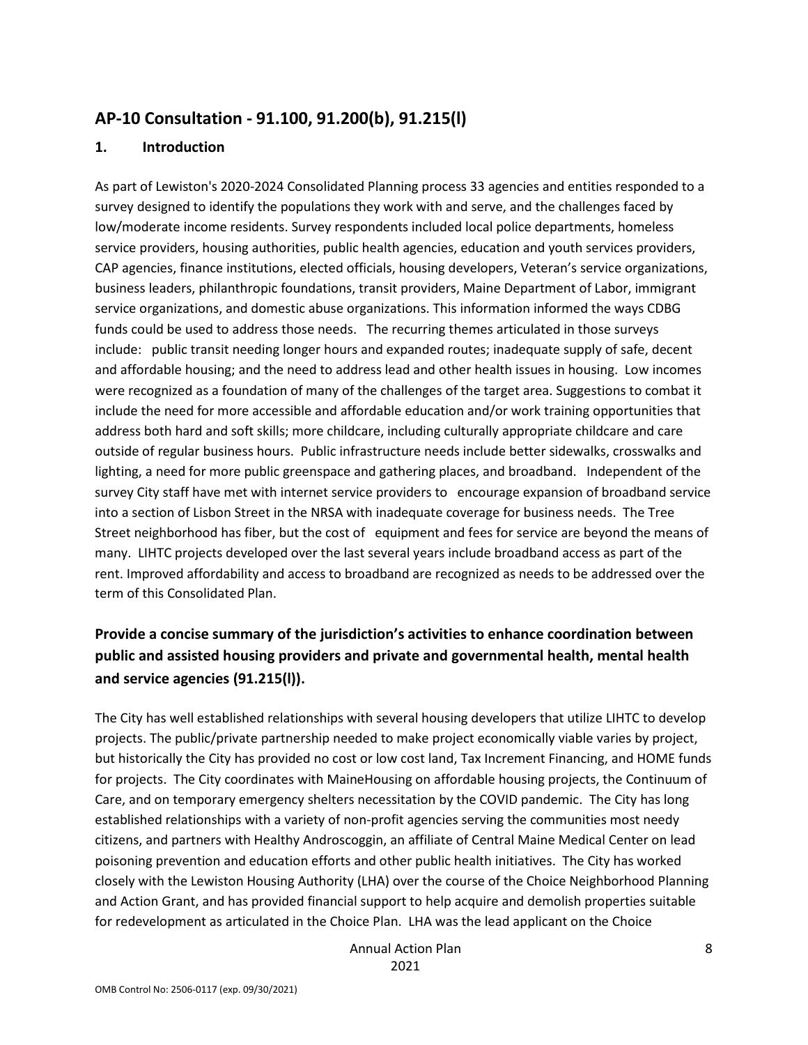## AP-10 Consultation - 91.100, 91.200(b), 91.215(l)

### 1. Introduction

As part of Lewiston's 2020-2024 Consolidated Planning process 33 agencies and entities responded to a survey designed to identify the populations they work with and serve, and the challenges faced by low/moderate income residents. Survey respondents included local police departments, homeless service providers, housing authorities, public health agencies, education and youth services providers, CAP agencies, finance institutions, elected officials, housing developers, Veteran's service organizations, business leaders, philanthropic foundations, transit providers, Maine Department of Labor, immigrant service organizations, and domestic abuse organizations. This information informed the ways CDBG funds could be used to address those needs. The recurring themes articulated in those surveys include: public transit needing longer hours and expanded routes; inadequate supply of safe, decent and affordable housing; and the need to address lead and other health issues in housing. Low incomes were recognized as a foundation of many of the challenges of the target area. Suggestions to combat it include the need for more accessible and affordable education and/or work training opportunities that address both hard and soft skills; more childcare, including culturally appropriate childcare and care outside of regular business hours. Public infrastructure needs include better sidewalks, crosswalks and lighting, a need for more public greenspace and gathering places, and broadband. Independent of the survey City staff have met with internet service providers to encourage expansion of broadband service into a section of Lisbon Street in the NRSA with inadequate coverage for business needs. The Tree Street neighborhood has fiber, but the cost of equipment and fees for service are beyond the means of many. LIHTC projects developed over the last several years include broadband access as part of the rent. Improved affordability and access to broadband are recognized as needs to be addressed over the term of this Consolidated Plan.

## Provide a concise summary of the jurisdiction's activities to enhance coordination between public and assisted housing providers and private and governmental health, mental health and service agencies (91.215(l)).

The City has well established relationships with several housing developers that utilize LIHTC to develop projects. The public/private partnership needed to make project economically viable varies by project, but historically the City has provided no cost or low cost land, Tax Increment Financing, and HOME funds for projects. The City coordinates with MaineHousing on affordable housing projects, the Continuum of Care, and on temporary emergency shelters necessitation by the COVID pandemic. The City has long established relationships with a variety of non-profit agencies serving the communities most needy citizens, and partners with Healthy Androscoggin, an affiliate of Central Maine Medical Center on lead poisoning prevention and education efforts and other public health initiatives. The City has worked closely with the Lewiston Housing Authority (LHA) over the course of the Choice Neighborhood Planning and Action Grant, and has provided financial support to help acquire and demolish properties suitable for redevelopment as articulated in the Choice Plan. LHA was the lead applicant on the Choice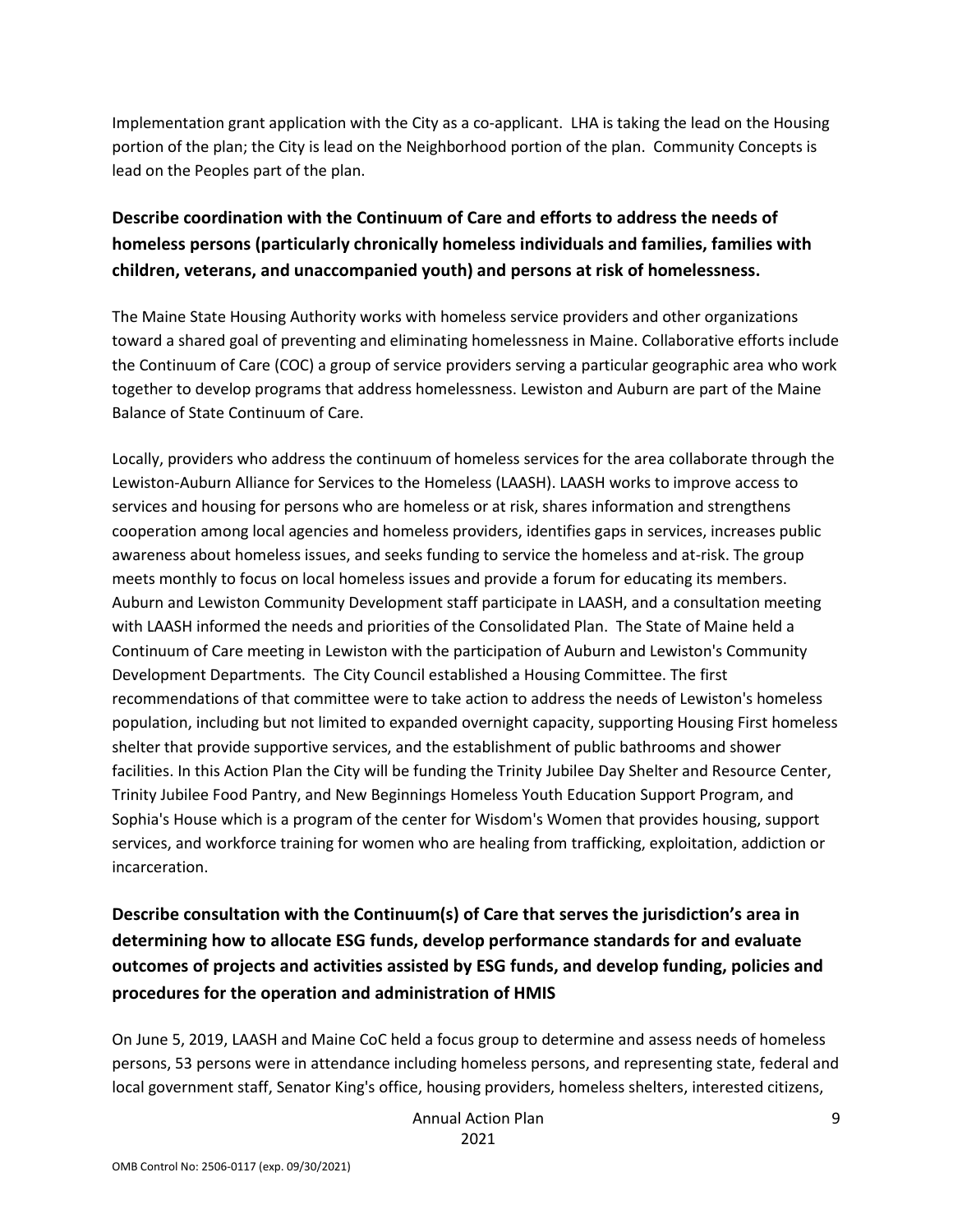Implementation grant application with the City as a co-applicant. LHA is taking the lead on the Housing portion of the plan; the City is lead on the Neighborhood portion of the plan. Community Concepts is lead on the Peoples part of the plan.

**Describe coordination with the Continuum of Care and efforts to address the needs of homeless persons (particularly chronically homeless individuals and families, families with children, veterans, and unaccompanied youth) and persons at risk of homelessness.**

The Maine State Housing Authority works with homeless service providers and other organizations toward a shared goal of preventing and eliminating homelessness in Maine. Collaborative efforts include the Continuum of Care (COC) a group of service providers serving a particular geographic area who work together to develop programs that address homelessness. Lewiston and Auburn are part of the Maine Balance of State Continuum of Care.

Locally, providers who address the continuum of homeless services for the area collaborate through the Lewiston-Auburn Alliance for Services to the Homeless (LAASH). LAASH works to improve access to services and housing for persons who are homeless or at risk, shares information and strengthens cooperation among local agencies and homeless providers, identifies gaps in services, increases public awareness about homeless issues, and seeks funding to service the homeless and at-risk. The group meets monthly to focus on local homeless issues and provide a forum for educating its members. Auburn and Lewiston Community Development staff participate in LAASH, and a consultation meeting with LAASH informed the needs and priorities of the Consolidated Plan. The State of Maine held a Continuum of Care meeting in Lewiston with the participation of Auburn and Lewiston's Community Development Departments. The City Council established a Housing Committee. The first recommendations of that committee were to take action to address the needs of Lewiston's homeless population, including but not limited to expanded overnight capacity, supporting Housing First homeless shelter that provide supportive services, and the establishment of public bathrooms and shower facilities. In this Action Plan the City will be funding the Trinity Jubilee Day Shelter and Resource Center, Trinity Jubilee Food Pantry, and New Beginnings Homeless Youth Education Support Program, and Sophia's House which is a program of the center for Wisdom's Women that provides housing, support services, and workforce training for women who are healing from trafficking, exploitation, addiction or incarceration.

**Describe consultation with the Continuum(s) of Care that serves the jurisdiction's area in determining how to allocate ESG funds, develop performance standards for and evaluate outcomes of projects and activities assisted by ESG funds, and develop funding, policies and procedures for the operation and administration of HMIS**

On June 5, 2019, LAASH and Maine CoC held a focus group to determine and assess needs of homeless persons, 53 persons were in attendance including homeless persons, and representing state, federal and local government staff, Senator King's office, housing providers, homeless shelters, interested citizens,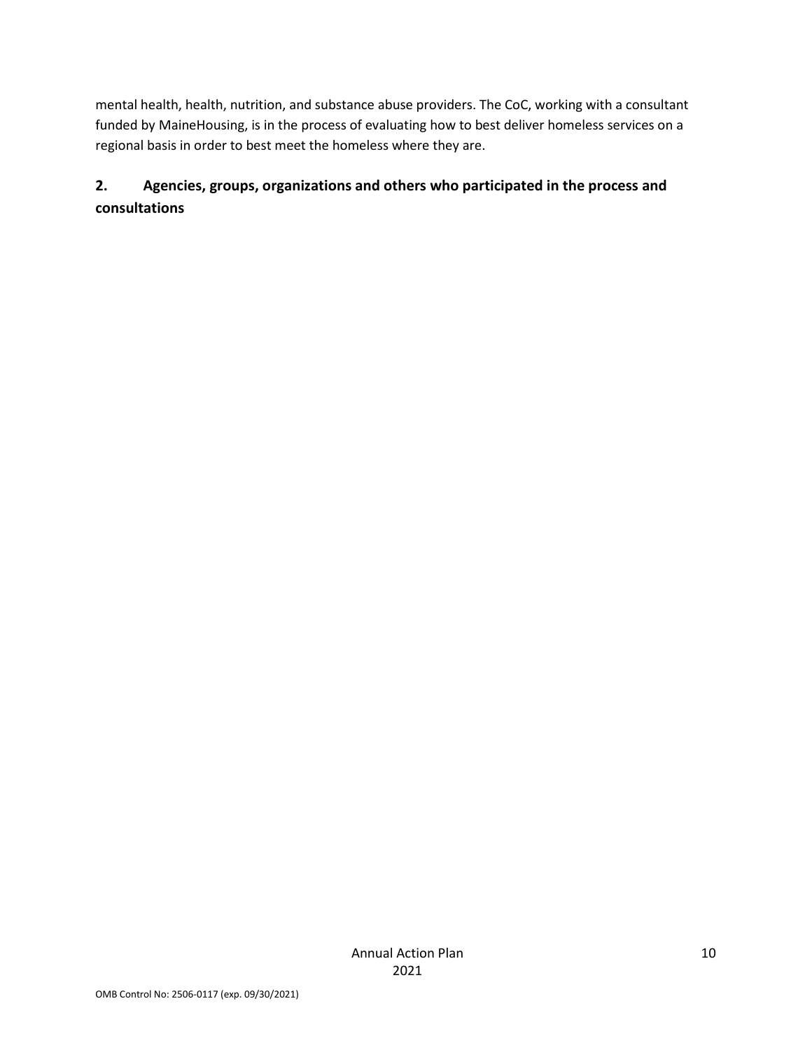mental health, health, nutrition, and substance abuse providers. The CoC, working with a consultant funded by MaineHousing, is in the process of evaluating how to best deliver homeless services on a regional basis in order to best meet the homeless where they are.

## 2. Agencies, groups, organizations and others who participated in the process and consultations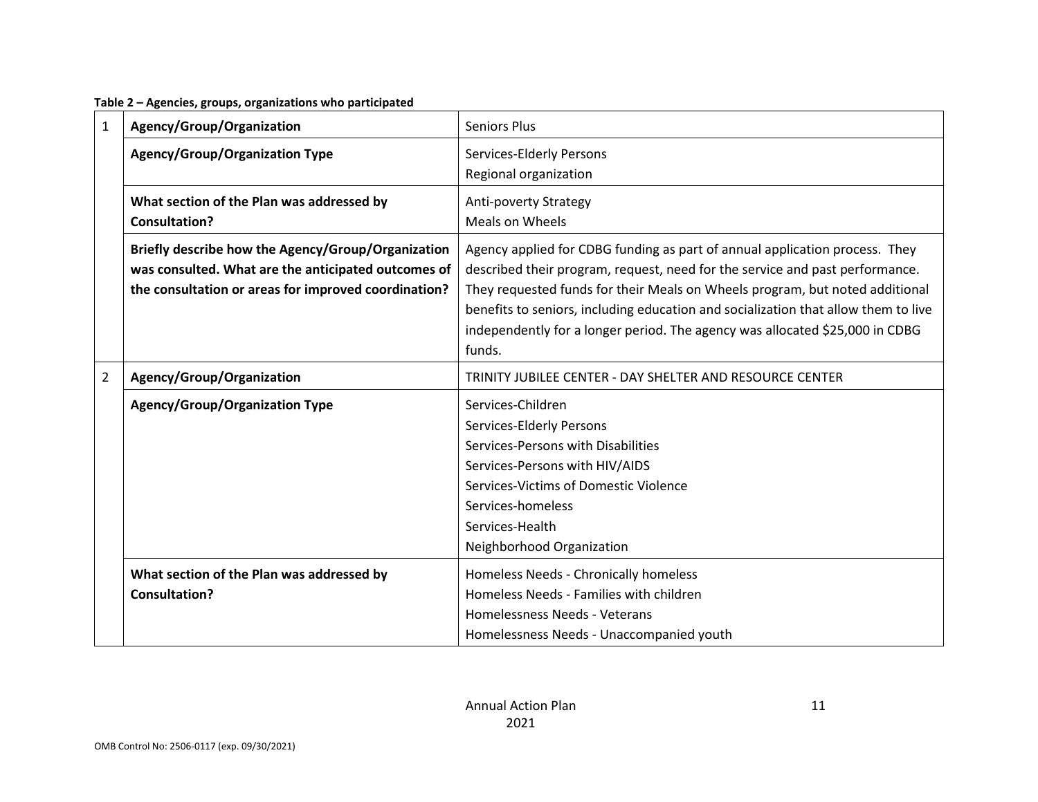**Table 2 – Agencies, groups, organizations who participated**

| | | |
|---|---|---|
| 1 | **Agency/Group/Organization** | Seniors Plus |
| | **Agency/Group/Organization Type** | Services-Elderly Persons<br>Regional organization |
| | **What section of the Plan was addressed by Consultation?** | Anti-poverty Strategy<br>Meals on Wheels |
| | **Briefly describe how the Agency/Group/Organization was consulted. What are the anticipated outcomes of the consultation or areas for improved coordination?** | Agency applied for CDBG funding as part of annual application process. They described their program, request, need for the service and past performance. They requested funds for their Meals on Wheels program, but noted additional benefits to seniors, including education and socialization that allow them to live independently for a longer period. The agency was allocated $25,000 in CDBG funds. |
| 2 | **Agency/Group/Organization** | TRINITY JUBILEE CENTER - DAY SHELTER AND RESOURCE CENTER |
| | **Agency/Group/Organization Type** | Services-Children<br>Services-Elderly Persons<br>Services-Persons with Disabilities<br>Services-Persons with HIV/AIDS<br>Services-Victims of Domestic Violence<br>Services-homeless<br>Services-Health<br>Neighborhood Organization |
| | **What section of the Plan was addressed by Consultation?** | Homeless Needs - Chronically homeless<br>Homeless Needs - Families with children<br>Homelessness Needs - Veterans<br>Homelessness Needs - Unaccompanied youth |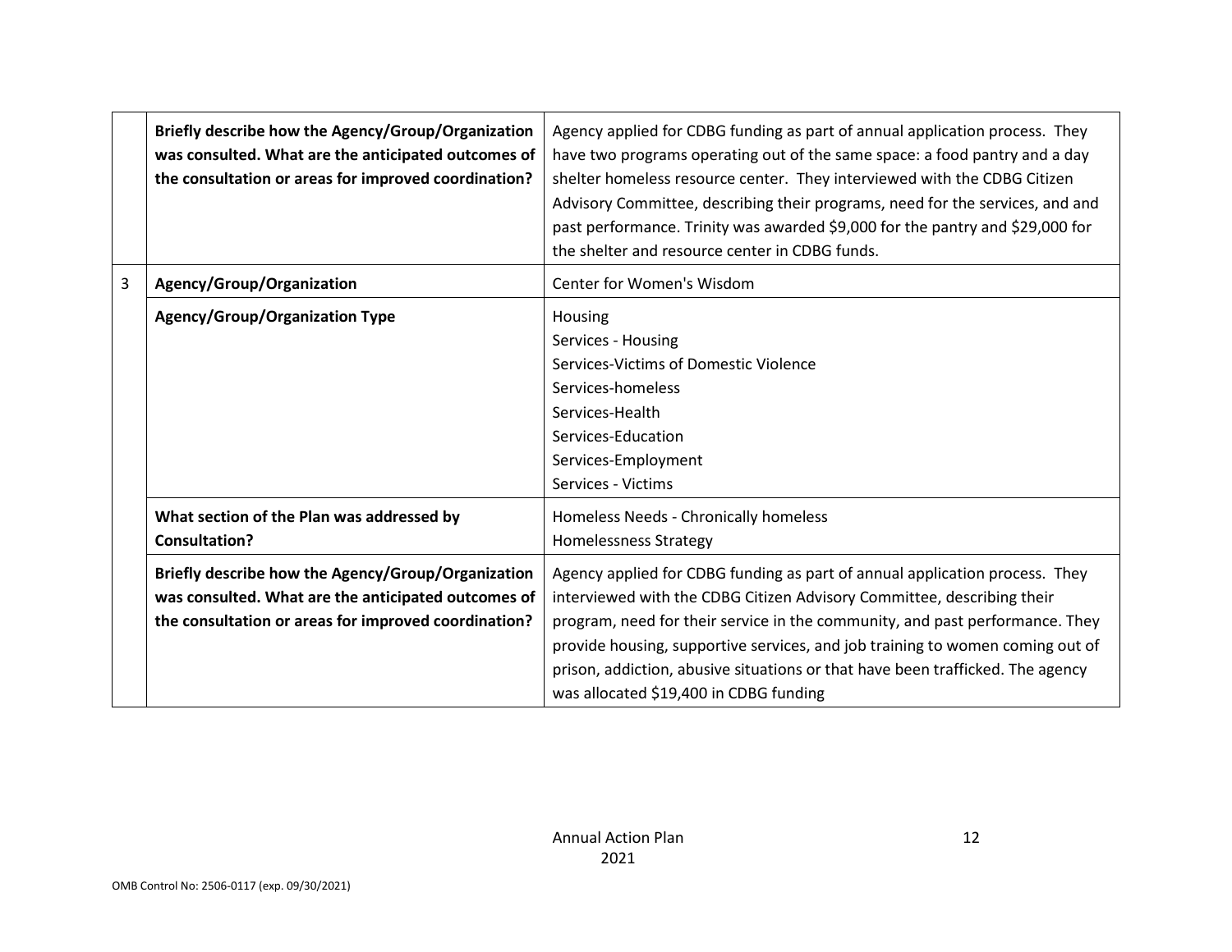| | | |
|---|---|---|
| | **Briefly describe how the Agency/Group/Organization was consulted. What are the anticipated outcomes of the consultation or areas for improved coordination?** | Agency applied for CDBG funding as part of annual application process. They have two programs operating out of the same space: a food pantry and a day shelter homeless resource center. They interviewed with the CDBG Citizen Advisory Committee, describing their programs, need for the services, and and past performance. Trinity was awarded $9,000 for the pantry and $29,000 for the shelter and resource center in CDBG funds. |
| 3 | **Agency/Group/Organization** | Center for Women's Wisdom |
| | **Agency/Group/Organization Type** | Housing<br>Services - Housing<br>Services-Victims of Domestic Violence<br>Services-homeless<br>Services-Health<br>Services-Education<br>Services-Employment<br>Services - Victims |
| | **What section of the Plan was addressed by Consultation?** | Homeless Needs - Chronically homeless<br>Homelessness Strategy |
| | **Briefly describe how the Agency/Group/Organization was consulted. What are the anticipated outcomes of the consultation or areas for improved coordination?** | Agency applied for CDBG funding as part of annual application process. They interviewed with the CDBG Citizen Advisory Committee, describing their program, need for their service in the community, and past performance. They provide housing, supportive services, and job training to women coming out of prison, addiction, abusive situations or that have been trafficked. The agency was allocated $19,400 in CDBG funding |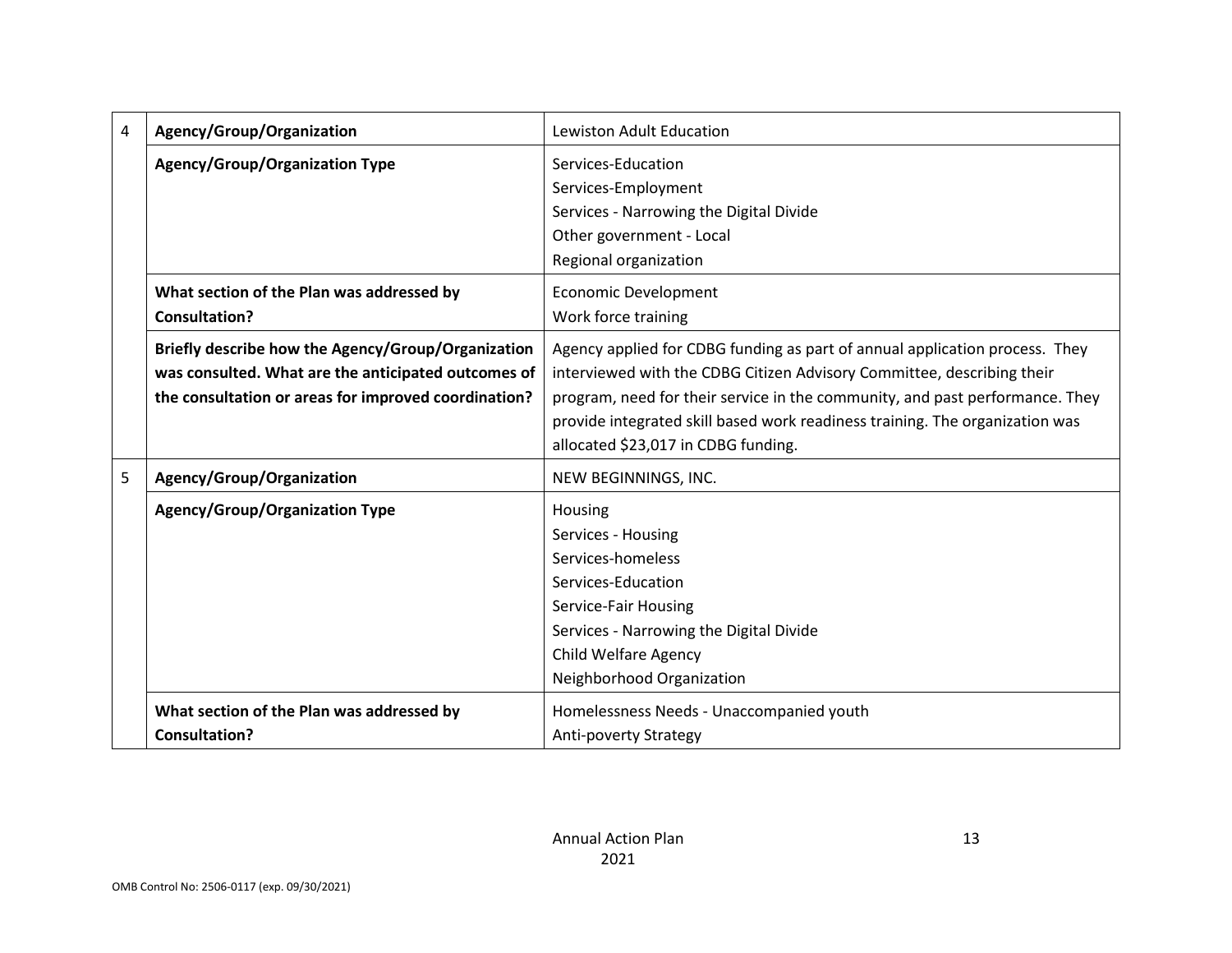| | | |
|---|---|---|
| 4 | **Agency/Group/Organization** | Lewiston Adult Education |
| | **Agency/Group/Organization Type** | Services-Education<br>Services-Employment<br>Services - Narrowing the Digital Divide<br>Other government - Local<br>Regional organization |
| | **What section of the Plan was addressed by Consultation?** | Economic Development<br>Work force training |
| | **Briefly describe how the Agency/Group/Organization was consulted. What are the anticipated outcomes of the consultation or areas for improved coordination?** | Agency applied for CDBG funding as part of annual application process. They interviewed with the CDBG Citizen Advisory Committee, describing their program, need for their service in the community, and past performance. They provide integrated skill based work readiness training. The organization was allocated $23,017 in CDBG funding. |
| 5 | **Agency/Group/Organization** | NEW BEGINNINGS, INC. |
| | **Agency/Group/Organization Type** | Housing<br>Services - Housing<br>Services-homeless<br>Services-Education<br>Service-Fair Housing<br>Services - Narrowing the Digital Divide<br>Child Welfare Agency<br>Neighborhood Organization |
| | **What section of the Plan was addressed by Consultation?** | Homelessness Needs - Unaccompanied youth<br>Anti-poverty Strategy |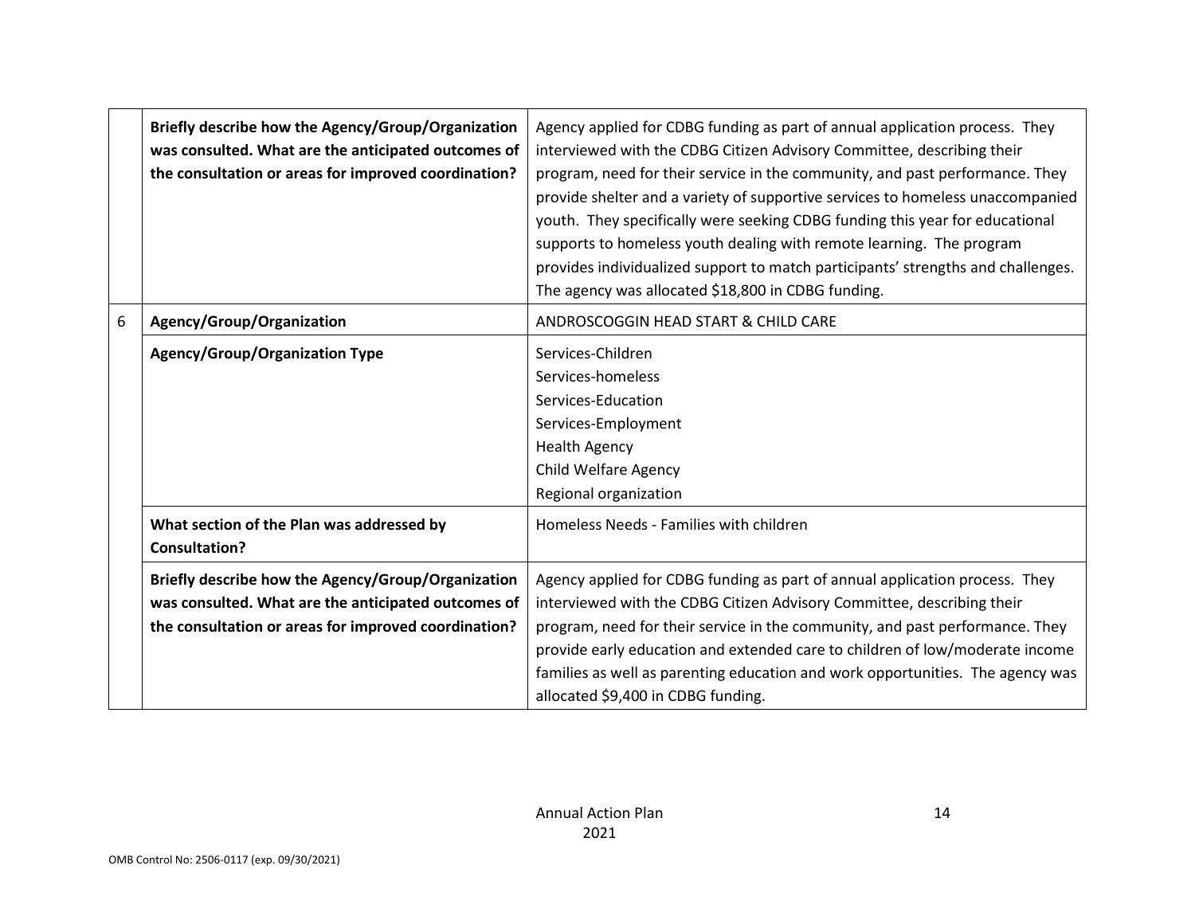| | | |
|---|---|---|
| | **Briefly describe how the Agency/Group/Organization was consulted. What are the anticipated outcomes of the consultation or areas for improved coordination?** | Agency applied for CDBG funding as part of annual application process. They interviewed with the CDBG Citizen Advisory Committee, describing their program, need for their service in the community, and past performance. They provide shelter and a variety of supportive services to homeless unaccompanied youth. They specifically were seeking CDBG funding this year for educational supports to homeless youth dealing with remote learning. The program provides individualized support to match participants' strengths and challenges. The agency was allocated $18,800 in CDBG funding. |
| 6 | **Agency/Group/Organization** | ANDROSCOGGIN HEAD START & CHILD CARE |
| | **Agency/Group/Organization Type** | Services-Children<br>Services-homeless<br>Services-Education<br>Services-Employment<br>Health Agency<br>Child Welfare Agency<br>Regional organization |
| | **What section of the Plan was addressed by Consultation?** | Homeless Needs - Families with children |
| | **Briefly describe how the Agency/Group/Organization was consulted. What are the anticipated outcomes of the consultation or areas for improved coordination?** | Agency applied for CDBG funding as part of annual application process. They interviewed with the CDBG Citizen Advisory Committee, describing their program, need for their service in the community, and past performance. They provide early education and extended care to children of low/moderate income families as well as parenting education and work opportunities. The agency was allocated $9,400 in CDBG funding. |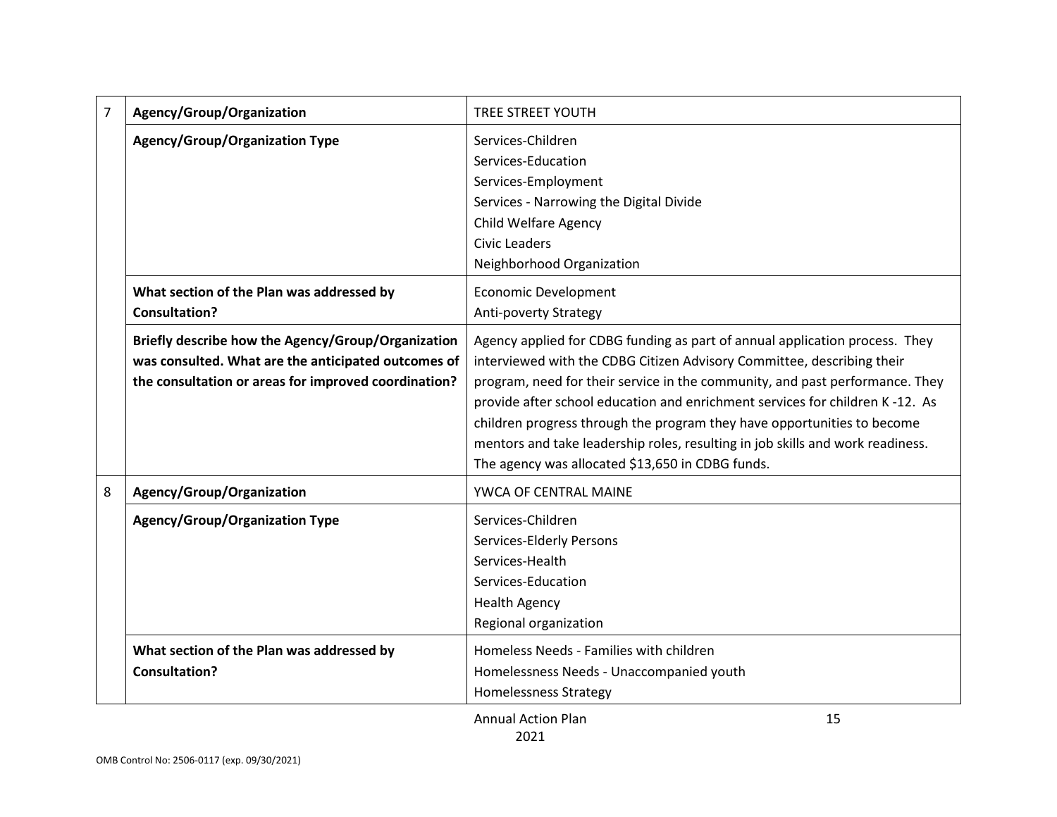| | | |
|---|---|---|
| 7 | **Agency/Group/Organization** | TREE STREET YOUTH |
| | **Agency/Group/Organization Type** | Services-Children<br>Services-Education<br>Services-Employment<br>Services - Narrowing the Digital Divide<br>Child Welfare Agency<br>Civic Leaders<br>Neighborhood Organization |
| | **What section of the Plan was addressed by Consultation?** | Economic Development<br>Anti-poverty Strategy |
| | **Briefly describe how the Agency/Group/Organization was consulted. What are the anticipated outcomes of the consultation or areas for improved coordination?** | Agency applied for CDBG funding as part of annual application process. They interviewed with the CDBG Citizen Advisory Committee, describing their program, need for their service in the community, and past performance. They provide after school education and enrichment services for children K -12. As children progress through the program they have opportunities to become mentors and take leadership roles, resulting in job skills and work readiness. The agency was allocated $13,650 in CDBG funds. |
| 8 | **Agency/Group/Organization** | YWCA OF CENTRAL MAINE |
| | **Agency/Group/Organization Type** | Services-Children<br>Services-Elderly Persons<br>Services-Health<br>Services-Education<br>Health Agency<br>Regional organization |
| | **What section of the Plan was addressed by Consultation?** | Homeless Needs - Families with children<br>Homelessness Needs - Unaccompanied youth<br>Homelessness Strategy |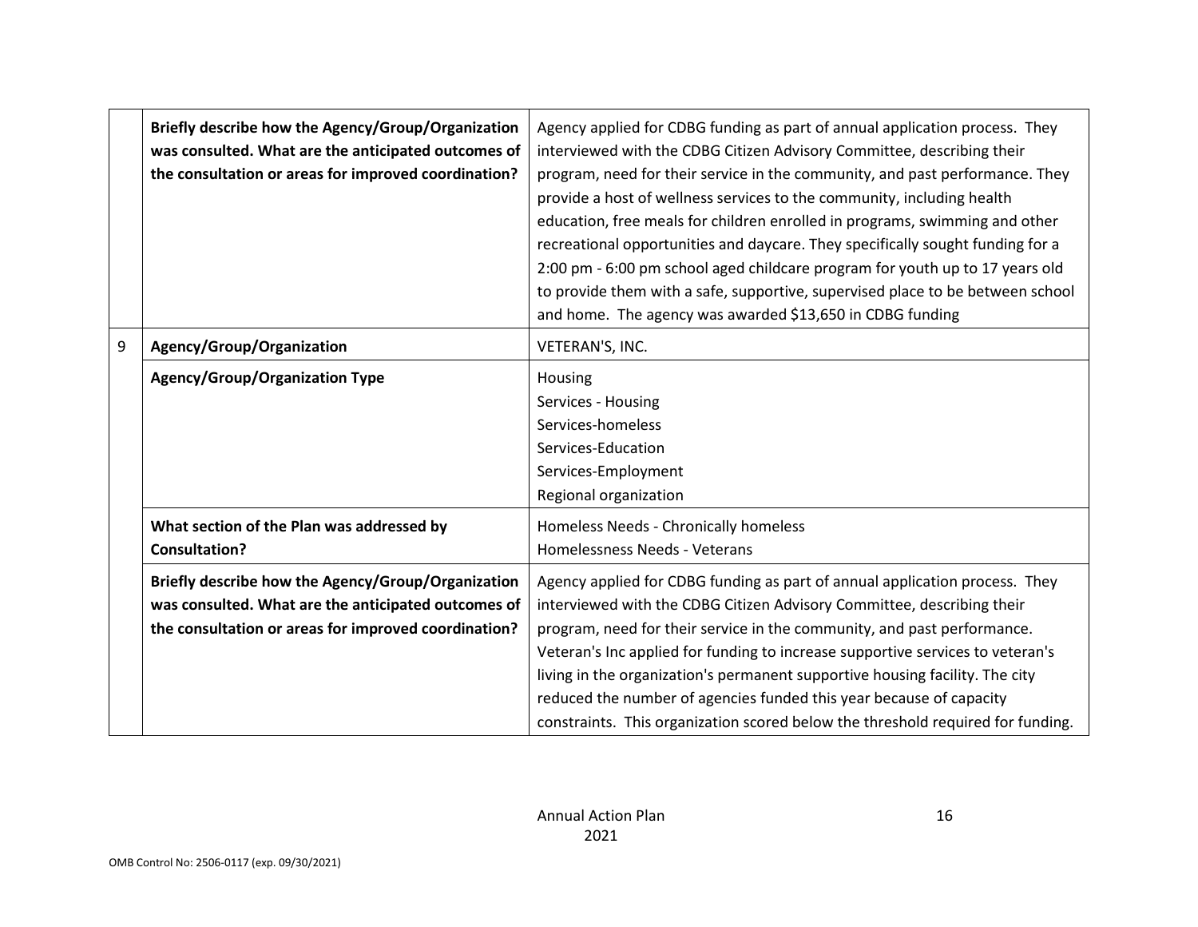| | | |
|---|---|---|
| | **Briefly describe how the Agency/Group/Organization was consulted. What are the anticipated outcomes of the consultation or areas for improved coordination?** | Agency applied for CDBG funding as part of annual application process. They interviewed with the CDBG Citizen Advisory Committee, describing their program, need for their service in the community, and past performance. They provide a host of wellness services to the community, including health education, free meals for children enrolled in programs, swimming and other recreational opportunities and daycare. They specifically sought funding for a 2:00 pm - 6:00 pm school aged childcare program for youth up to 17 years old to provide them with a safe, supportive, supervised place to be between school and home. The agency was awarded $13,650 in CDBG funding |
| 9 | **Agency/Group/Organization** | VETERAN'S, INC. |
| | **Agency/Group/Organization Type** | Housing<br>Services - Housing<br>Services-homeless<br>Services-Education<br>Services-Employment<br>Regional organization |
| | **What section of the Plan was addressed by Consultation?** | Homeless Needs - Chronically homeless<br>Homelessness Needs - Veterans |
| | **Briefly describe how the Agency/Group/Organization was consulted. What are the anticipated outcomes of the consultation or areas for improved coordination?** | Agency applied for CDBG funding as part of annual application process. They interviewed with the CDBG Citizen Advisory Committee, describing their program, need for their service in the community, and past performance. Veteran's Inc applied for funding to increase supportive services to veteran's living in the organization's permanent supportive housing facility. The city reduced the number of agencies funded this year because of capacity constraints. This organization scored below the threshold required for funding. |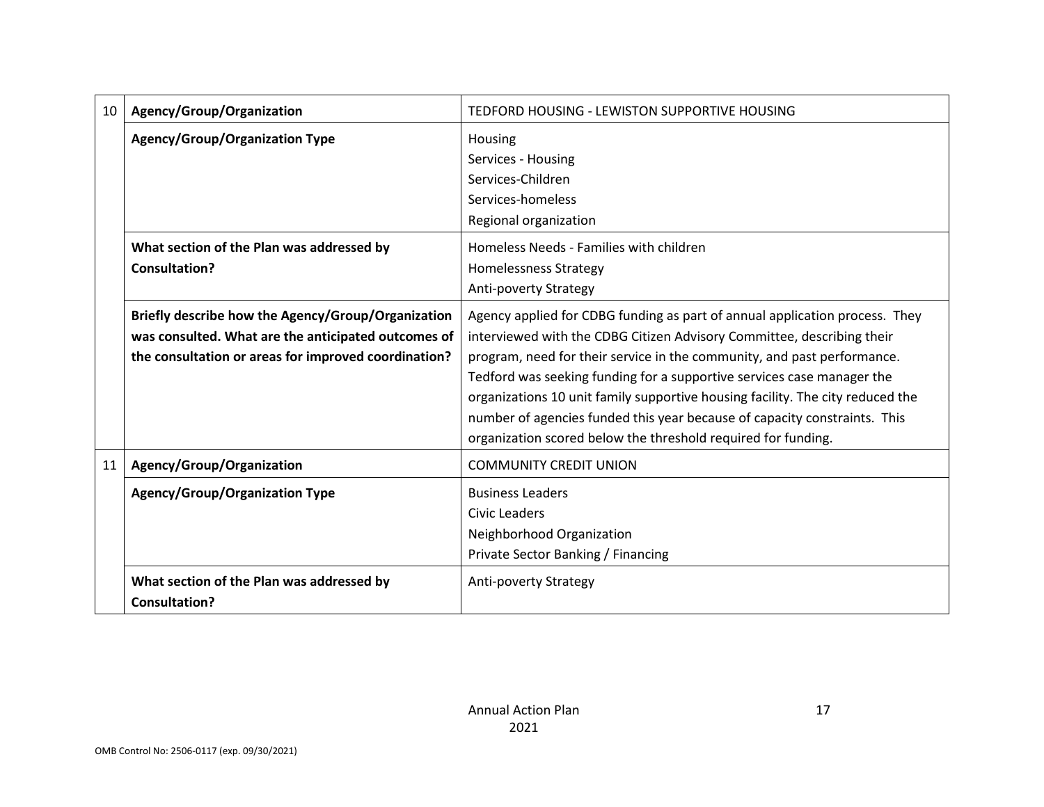| | | |
|---|---|---|
| 10 | **Agency/Group/Organization** | TEDFORD HOUSING - LEWISTON SUPPORTIVE HOUSING |
| | **Agency/Group/Organization Type** | Housing<br>Services - Housing<br>Services-Children<br>Services-homeless<br>Regional organization |
| | **What section of the Plan was addressed by Consultation?** | Homeless Needs - Families with children<br>Homelessness Strategy<br>Anti-poverty Strategy |
| | **Briefly describe how the Agency/Group/Organization was consulted. What are the anticipated outcomes of the consultation or areas for improved coordination?** | Agency applied for CDBG funding as part of annual application process. They interviewed with the CDBG Citizen Advisory Committee, describing their program, need for their service in the community, and past performance. Tedford was seeking funding for a supportive services case manager the organizations 10 unit family supportive housing facility. The city reduced the number of agencies funded this year because of capacity constraints. This organization scored below the threshold required for funding. |
| 11 | **Agency/Group/Organization** | COMMUNITY CREDIT UNION |
| | **Agency/Group/Organization Type** | Business Leaders<br>Civic Leaders<br>Neighborhood Organization<br>Private Sector Banking / Financing |
| | **What section of the Plan was addressed by Consultation?** | Anti-poverty Strategy |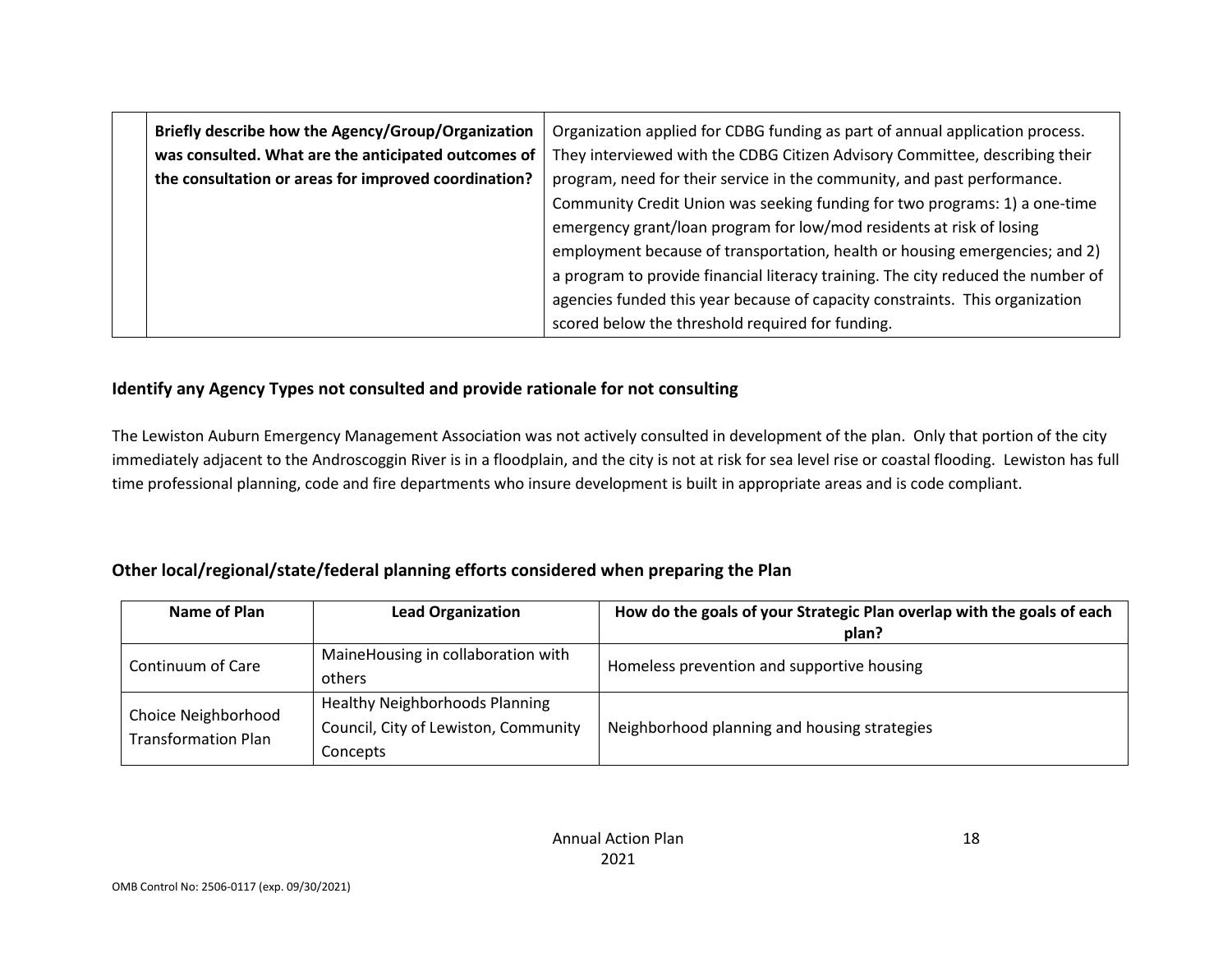| | Briefly describe how the Agency/Group/Organization was consulted. What are the anticipated outcomes of the consultation or areas for improved coordination? | Organization applied for CDBG funding as part of annual application process. They interviewed with the CDBG Citizen Advisory Committee, describing their program, need for their service in the community, and past performance. Community Credit Union was seeking funding for two programs: 1) a one-time emergency grant/loan program for low/mod residents at risk of losing employment because of transportation, health or housing emergencies; and 2) a program to provide financial literacy training. The city reduced the number of agencies funded this year because of capacity constraints. This organization scored below the threshold required for funding. |
|---|---|---|

### Identify any Agency Types not consulted and provide rationale for not consulting

The Lewiston Auburn Emergency Management Association was not actively consulted in development of the plan. Only that portion of the city immediately adjacent to the Androscoggin River is in a floodplain, and the city is not at risk for sea level rise or coastal flooding. Lewiston has full time professional planning, code and fire departments who insure development is built in appropriate areas and is code compliant.

### Other local/regional/state/federal planning efforts considered when preparing the Plan

| Name of Plan | Lead Organization | How do the goals of your Strategic Plan overlap with the goals of each plan? |
|---|---|---|
| Continuum of Care | MaineHousing in collaboration with others | Homeless prevention and supportive housing |
| Choice Neighborhood Transformation Plan | Healthy Neighborhoods Planning Council, City of Lewiston, Community Concepts | Neighborhood planning and housing strategies |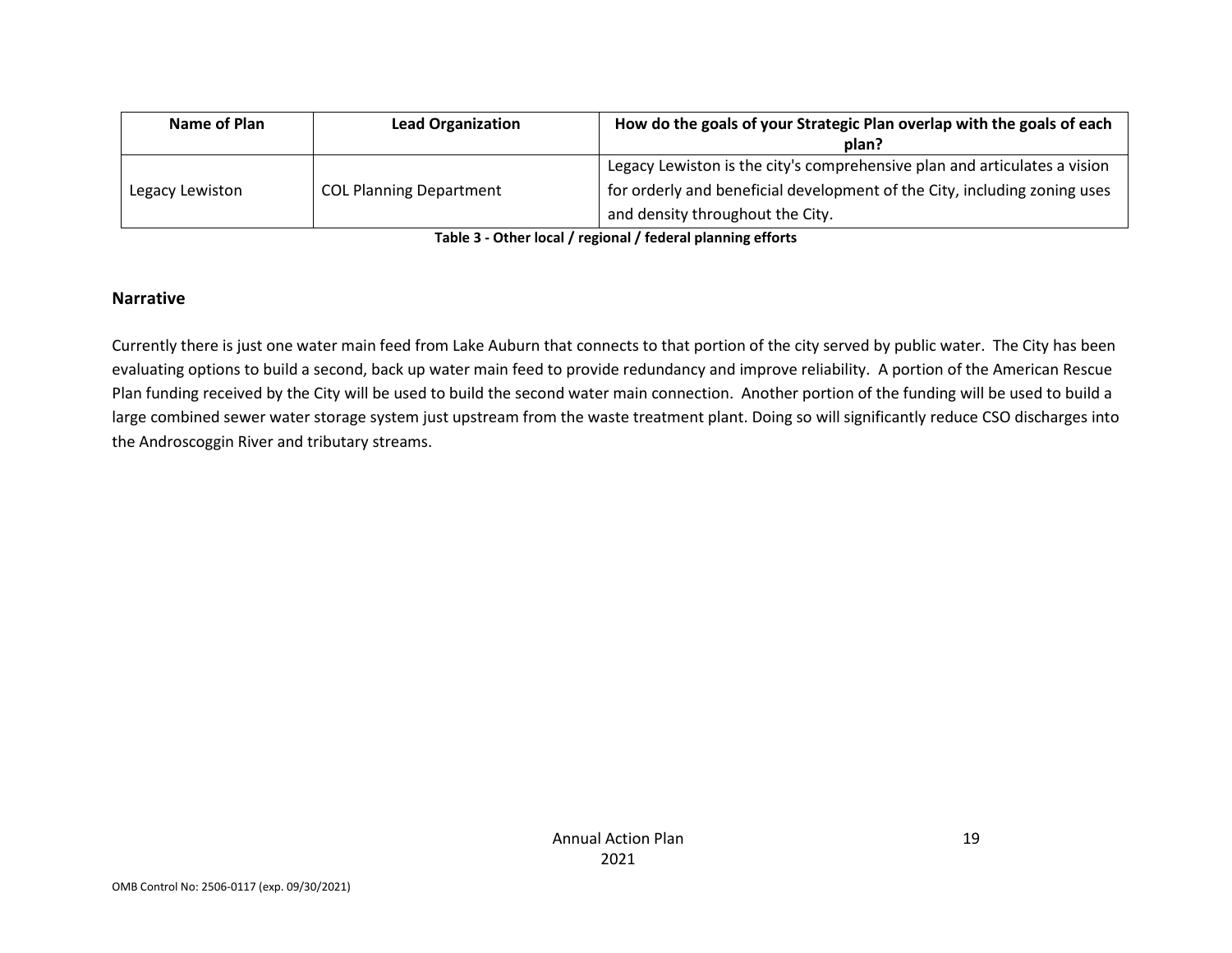| Name of Plan | Lead Organization | How do the goals of your Strategic Plan overlap with the goals of each plan? |
|---|---|---|
| Legacy Lewiston | COL Planning Department | Legacy Lewiston is the city's comprehensive plan and articulates a vision for orderly and beneficial development of the City, including zoning uses and density throughout the City. |

**Table 3 - Other local / regional / federal planning efforts**

## Narrative

Currently there is just one water main feed from Lake Auburn that connects to that portion of the city served by public water. The City has been evaluating options to build a second, back up water main feed to provide redundancy and improve reliability. A portion of the American Rescue Plan funding received by the City will be used to build the second water main connection. Another portion of the funding will be used to build a large combined sewer water storage system just upstream from the waste treatment plant. Doing so will significantly reduce CSO discharges into the Androscoggin River and tributary streams.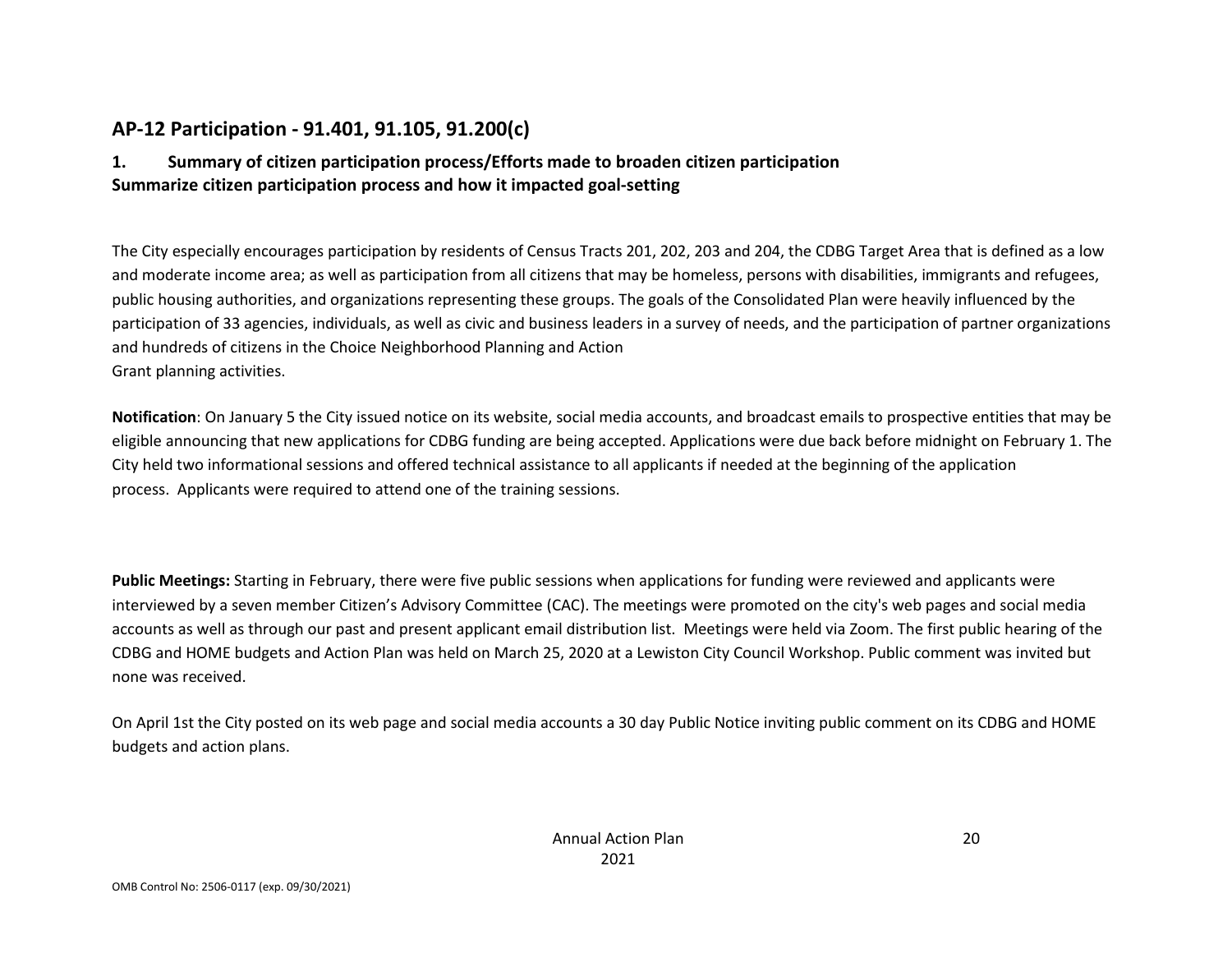## AP-12 Participation - 91.401, 91.105, 91.200(c)

### 1. Summary of citizen participation process/Efforts made to broaden citizen participation
### Summarize citizen participation process and how it impacted goal-setting

The City especially encourages participation by residents of Census Tracts 201, 202, 203 and 204, the CDBG Target Area that is defined as a low and moderate income area; as well as participation from all citizens that may be homeless, persons with disabilities, immigrants and refugees, public housing authorities, and organizations representing these groups. The goals of the Consolidated Plan were heavily influenced by the participation of 33 agencies, individuals, as well as civic and business leaders in a survey of needs, and the participation of partner organizations and hundreds of citizens in the Choice Neighborhood Planning and Action Grant planning activities.

**Notification**: On January 5 the City issued notice on its website, social media accounts, and broadcast emails to prospective entities that may be eligible announcing that new applications for CDBG funding are being accepted. Applications were due back before midnight on February 1. The City held two informational sessions and offered technical assistance to all applicants if needed at the beginning of the application process. Applicants were required to attend one of the training sessions.

**Public Meetings:** Starting in February, there were five public sessions when applications for funding were reviewed and applicants were interviewed by a seven member Citizen's Advisory Committee (CAC). The meetings were promoted on the city's web pages and social media accounts as well as through our past and present applicant email distribution list. Meetings were held via Zoom. The first public hearing of the CDBG and HOME budgets and Action Plan was held on March 25, 2020 at a Lewiston City Council Workshop. Public comment was invited but none was received.

On April 1st the City posted on its web page and social media accounts a 30 day Public Notice inviting public comment on its CDBG and HOME budgets and action plans.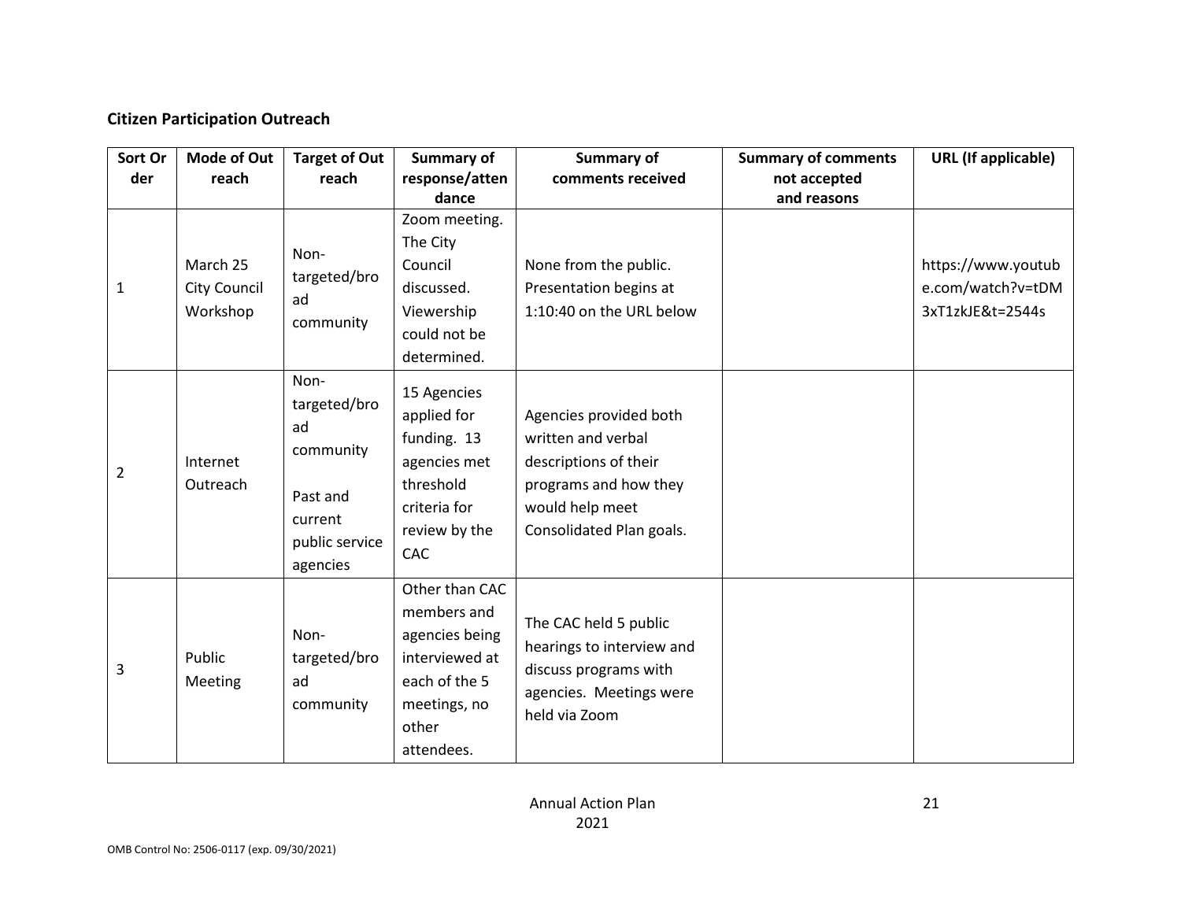**Citizen Participation Outreach**

| Sort Order | Mode of Outreach | Target of Outreach | Summary of response/attendance | Summary of comments received | Summary of comments not accepted and reasons | URL (If applicable) |
|---|---|---|---|---|---|---|
| 1 | March 25 City Council Workshop | Non-targeted/broad community | Zoom meeting. The City Council discussed. Viewership could not be determined. | None from the public. Presentation begins at 1:10:40 on the URL below | | https://www.youtube.com/watch?v=tDM3xT1zkJE&t=2544s |
| 2 | Internet Outreach | Non-targeted/broad community<br><br>Past and current public service agencies | 15 Agencies applied for funding. 13 agencies met threshold criteria for review by the CAC | Agencies provided both written and verbal descriptions of their programs and how they would help meet Consolidated Plan goals. | | |
| 3 | Public Meeting | Non-targeted/broad community | Other than CAC members and agencies being interviewed at each of the 5 meetings, no other attendees. | The CAC held 5 public hearings to interview and discuss programs with agencies. Meetings were held via Zoom | | |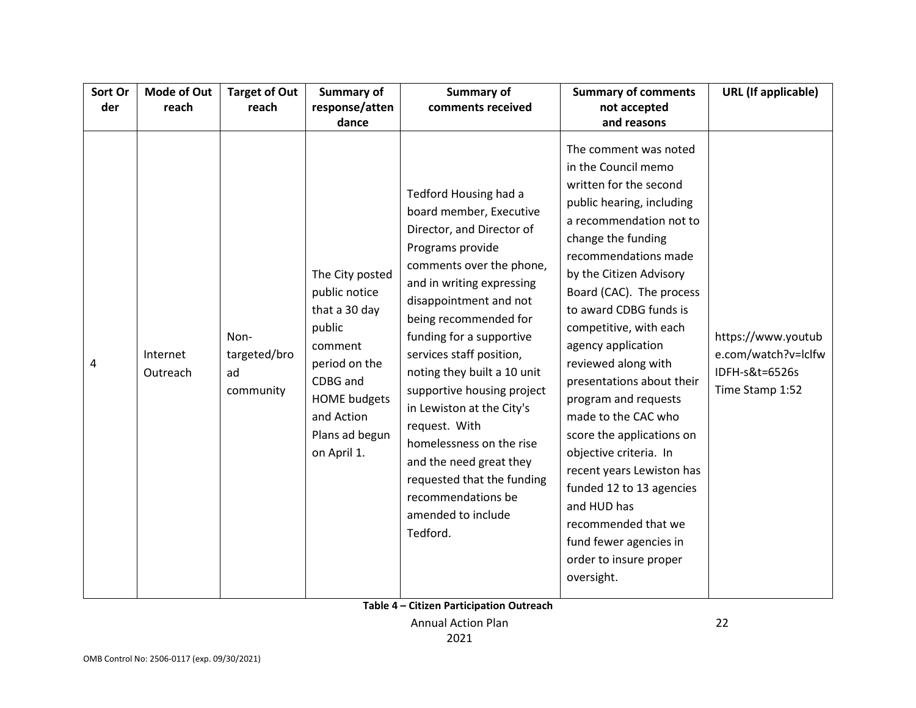| Sort Order | Mode of Outreach | Target of Outreach | Summary of response/attendance | Summary of comments received | Summary of comments not accepted and reasons | URL (If applicable) |
|---|---|---|---|---|---|---|
| 4 | Internet Outreach | Non-targeted/broad community | The City posted public notice that a 30 day public comment period on the CDBG and HOME budgets and Action Plans ad begun on April 1. | Tedford Housing had a board member, Executive Director, and Director of Programs provide comments over the phone, and in writing expressing disappointment and not being recommended for funding for a supportive services staff position, noting they built a 10 unit supportive housing project in Lewiston at the City's request. With homelessness on the rise and the need great they requested that the funding recommendations be amended to include Tedford. | The comment was noted in the Council memo written for the second public hearing, including a recommendation not to change the funding recommendations made by the Citizen Advisory Board (CAC). The process to award CDBG funds is competitive, with each agency application reviewed along with presentations about their program and requests made to the CAC who score the applications on objective criteria. In recent years Lewiston has funded 12 to 13 agencies and HUD has recommended that we fund fewer agencies in order to insure proper oversight. | https://www.youtube.com/watch?v=lclfwIDFH-s&t=6526s Time Stamp 1:52 |

**Table 4 – Citizen Participation Outreach**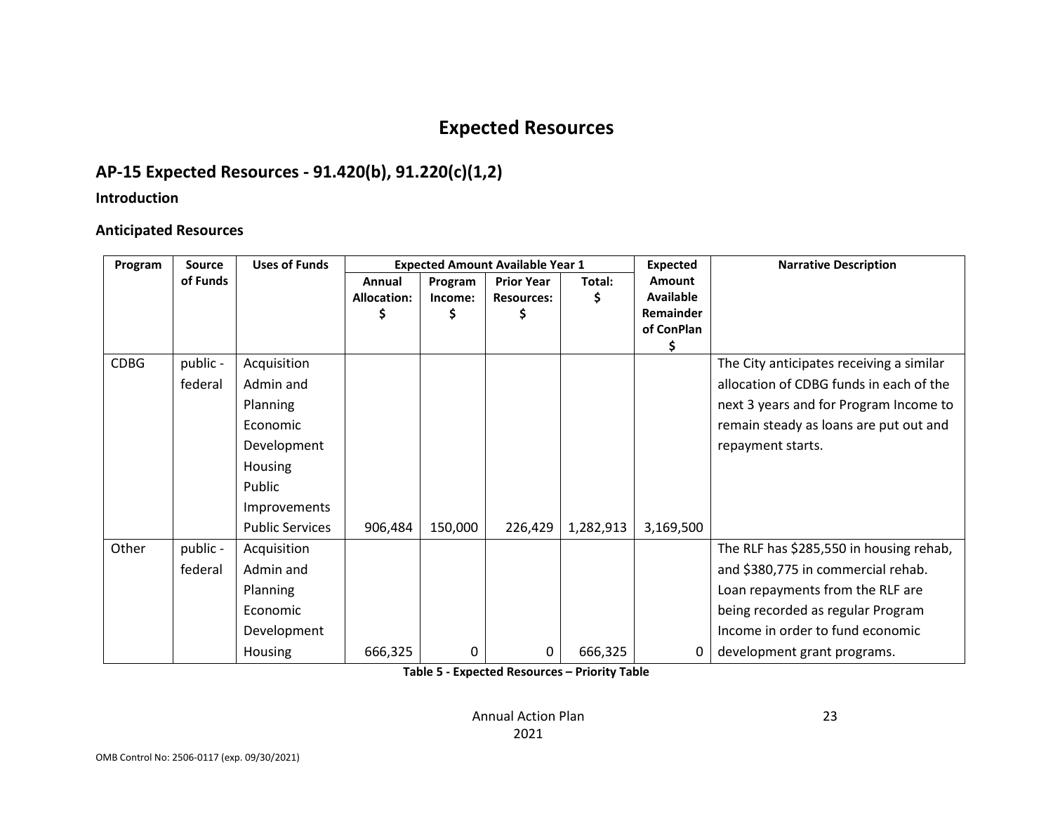# Expected Resources

## AP-15 Expected Resources - 91.420(b), 91.220(c)(1,2)

### Introduction

### Anticipated Resources

| Program | Source of Funds | Uses of Funds | Expected Amount Available Year 1 | | | | Expected Amount Available Remainder of ConPlan $ | Narrative Description |
|---|---|---|---|---|---|---|---|---|
| | | | Annual Allocation: $ | Program Income: $ | Prior Year Resources: $ | Total: $ | | |
| CDBG | public - federal | Acquisition<br>Admin and Planning<br>Economic Development<br>Housing<br>Public Improvements<br>Public Services | 906,484 | 150,000 | 226,429 | 1,282,913 | 3,169,500 | The City anticipates receiving a similar allocation of CDBG funds in each of the next 3 years and for Program Income to remain steady as loans are put out and repayment starts. |
| Other | public - federal | Acquisition<br>Admin and Planning<br>Economic Development<br>Housing | 666,325 | 0 | 0 | 666,325 | 0 | The RLF has $285,550 in housing rehab, and $380,775 in commercial rehab. Loan repayments from the RLF are being recorded as regular Program Income in order to fund economic development grant programs. |

**Table 5 - Expected Resources – Priority Table**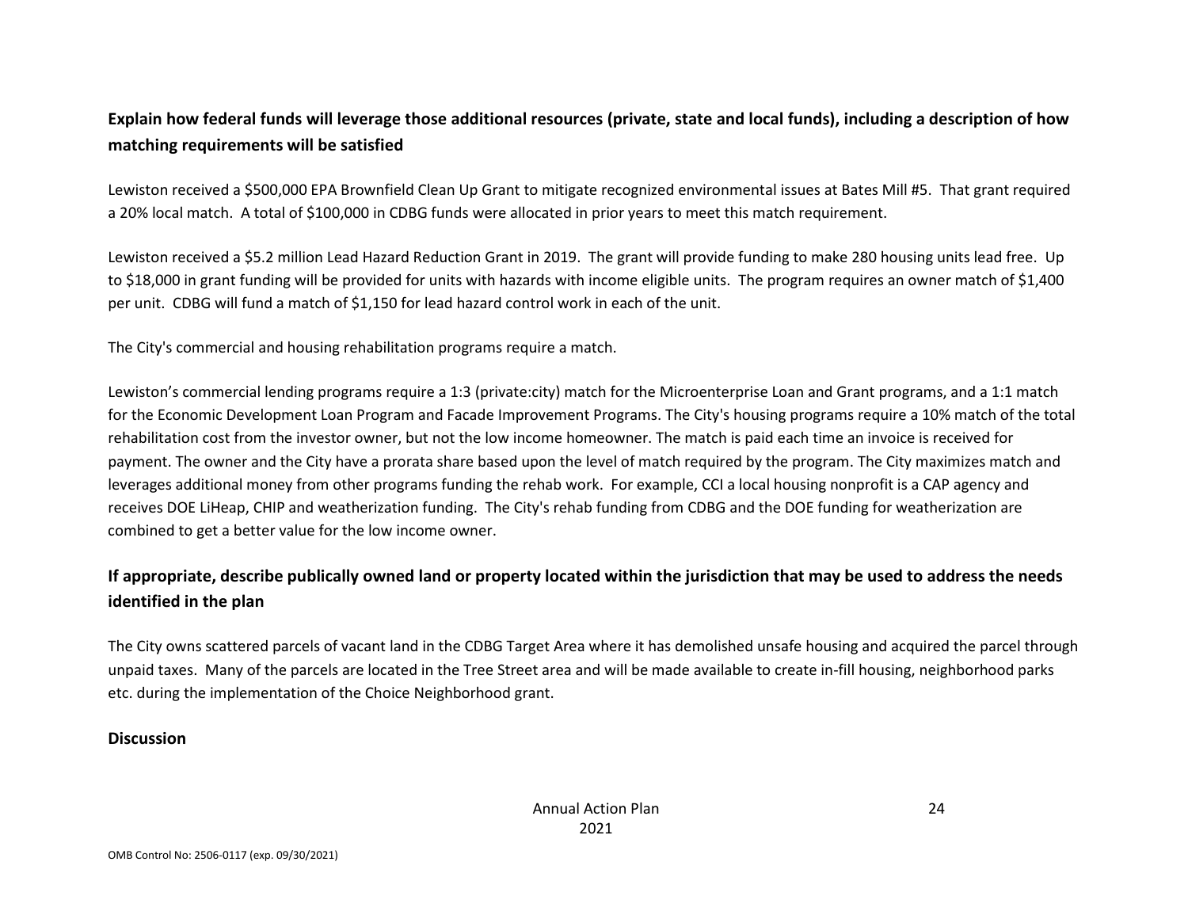**Explain how federal funds will leverage those additional resources (private, state and local funds), including a description of how matching requirements will be satisfied**

Lewiston received a $500,000 EPA Brownfield Clean Up Grant to mitigate recognized environmental issues at Bates Mill #5. That grant required a 20% local match. A total of $100,000 in CDBG funds were allocated in prior years to meet this match requirement.

Lewiston received a $5.2 million Lead Hazard Reduction Grant in 2019. The grant will provide funding to make 280 housing units lead free. Up to $18,000 in grant funding will be provided for units with hazards with income eligible units. The program requires an owner match of $1,400 per unit. CDBG will fund a match of $1,150 for lead hazard control work in each of the unit.

The City's commercial and housing rehabilitation programs require a match.

Lewiston's commercial lending programs require a 1:3 (private:city) match for the Microenterprise Loan and Grant programs, and a 1:1 match for the Economic Development Loan Program and Facade Improvement Programs. The City's housing programs require a 10% match of the total rehabilitation cost from the investor owner, but not the low income homeowner. The match is paid each time an invoice is received for payment. The owner and the City have a prorata share based upon the level of match required by the program. The City maximizes match and leverages additional money from other programs funding the rehab work. For example, CCI a local housing nonprofit is a CAP agency and receives DOE LiHeap, CHIP and weatherization funding. The City's rehab funding from CDBG and the DOE funding for weatherization are combined to get a better value for the low income owner.

**If appropriate, describe publically owned land or property located within the jurisdiction that may be used to address the needs identified in the plan**

The City owns scattered parcels of vacant land in the CDBG Target Area where it has demolished unsafe housing and acquired the parcel through unpaid taxes. Many of the parcels are located in the Tree Street area and will be made available to create in-fill housing, neighborhood parks etc. during the implementation of the Choice Neighborhood grant.

**Discussion**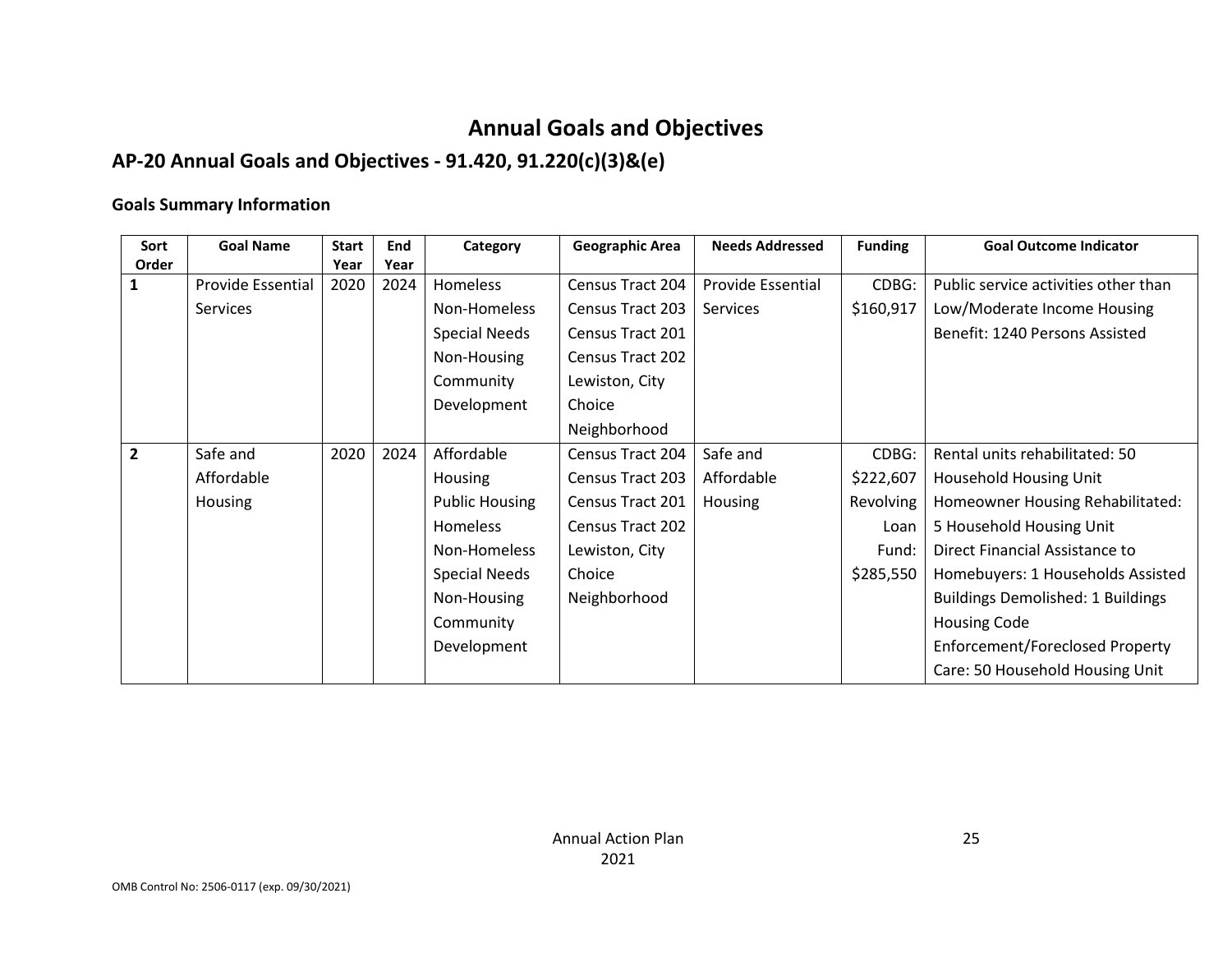# Annual Goals and Objectives

## AP-20 Annual Goals and Objectives - 91.420, 91.220(c)(3)&(e)

### Goals Summary Information

| Sort Order | Goal Name | Start Year | End Year | Category | Geographic Area | Needs Addressed | Funding | Goal Outcome Indicator |
|---|---|---|---|---|---|---|---|---|
| 1 | Provide Essential Services | 2020 | 2024 | Homeless<br>Non-Homeless<br>Special Needs<br>Non-Housing<br>Community<br>Development | Census Tract 204<br>Census Tract 203<br>Census Tract 201<br>Census Tract 202<br>Lewiston, City<br>Choice<br>Neighborhood | Provide Essential Services | CDBG: $160,917 | Public service activities other than Low/Moderate Income Housing Benefit: 1240 Persons Assisted |
| 2 | Safe and Affordable Housing | 2020 | 2024 | Affordable Housing<br>Public Housing<br>Homeless<br>Non-Homeless<br>Special Needs<br>Non-Housing<br>Community<br>Development | Census Tract 204<br>Census Tract 203<br>Census Tract 201<br>Census Tract 202<br>Lewiston, City<br>Choice<br>Neighborhood | Safe and Affordable Housing | CDBG: $222,607<br>Revolving Loan Fund: $285,550 | Rental units rehabilitated: 50 Household Housing Unit<br>Homeowner Housing Rehabilitated: 5 Household Housing Unit<br>Direct Financial Assistance to Homebuyers: 1 Households Assisted<br>Buildings Demolished: 1 Buildings<br>Housing Code Enforcement/Foreclosed Property Care: 50 Household Housing Unit |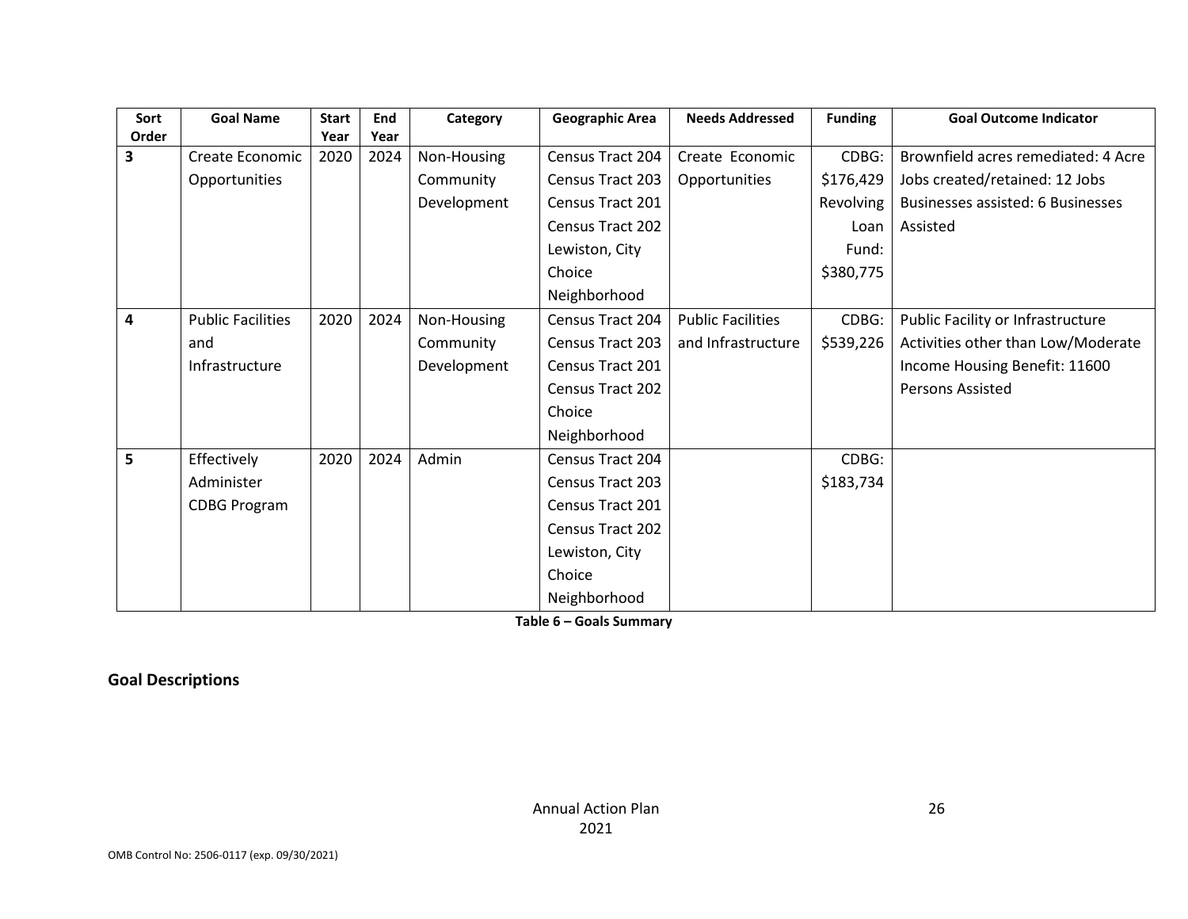| Sort Order | Goal Name | Start Year | End Year | Category | Geographic Area | Needs Addressed | Funding | Goal Outcome Indicator |
|---|---|---|---|---|---|---|---|---|
| 3 | Create Economic Opportunities | 2020 | 2024 | Non-Housing Community Development | Census Tract 204 Census Tract 203 Census Tract 201 Census Tract 202 Lewiston, City Choice Neighborhood | Create Economic Opportunities | CDBG: $176,429 Revolving Loan Fund: $380,775 | Brownfield acres remediated: 4 Acre Jobs created/retained: 12 Jobs Businesses assisted: 6 Businesses Assisted |
| 4 | Public Facilities and Infrastructure | 2020 | 2024 | Non-Housing Community Development | Census Tract 204 Census Tract 203 Census Tract 201 Census Tract 202 Choice Neighborhood | Public Facilities and Infrastructure | CDBG: $539,226 | Public Facility or Infrastructure Activities other than Low/Moderate Income Housing Benefit: 11600 Persons Assisted |
| 5 | Effectively Administer CDBG Program | 2020 | 2024 | Admin | Census Tract 204 Census Tract 203 Census Tract 201 Census Tract 202 Lewiston, City Choice Neighborhood | | CDBG: $183,734 | |

**Table 6 – Goals Summary**

## Goal Descriptions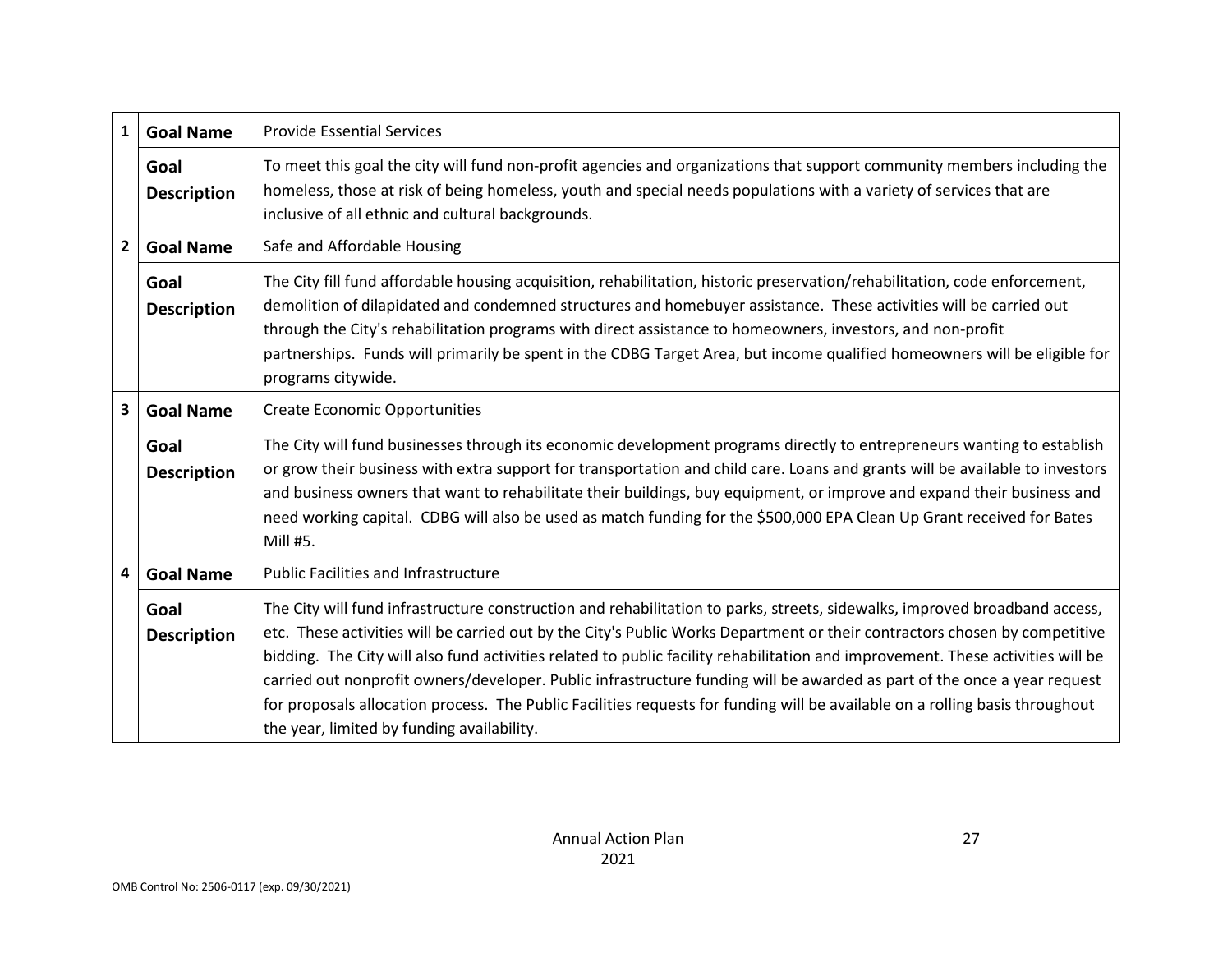| | | |
|---|---|---|
| **1** | **Goal Name** | Provide Essential Services |
| | **Goal Description** | To meet this goal the city will fund non-profit agencies and organizations that support community members including the homeless, those at risk of being homeless, youth and special needs populations with a variety of services that are inclusive of all ethnic and cultural backgrounds. |
| **2** | **Goal Name** | Safe and Affordable Housing |
| | **Goal Description** | The City fill fund affordable housing acquisition, rehabilitation, historic preservation/rehabilitation, code enforcement, demolition of dilapidated and condemned structures and homebuyer assistance. These activities will be carried out through the City's rehabilitation programs with direct assistance to homeowners, investors, and non-profit partnerships. Funds will primarily be spent in the CDBG Target Area, but income qualified homeowners will be eligible for programs citywide. |
| **3** | **Goal Name** | Create Economic Opportunities |
| | **Goal Description** | The City will fund businesses through its economic development programs directly to entrepreneurs wanting to establish or grow their business with extra support for transportation and child care. Loans and grants will be available to investors and business owners that want to rehabilitate their buildings, buy equipment, or improve and expand their business and need working capital. CDBG will also be used as match funding for the $500,000 EPA Clean Up Grant received for Bates Mill #5. |
| **4** | **Goal Name** | Public Facilities and Infrastructure |
| | **Goal Description** | The City will fund infrastructure construction and rehabilitation to parks, streets, sidewalks, improved broadband access, etc. These activities will be carried out by the City's Public Works Department or their contractors chosen by competitive bidding. The City will also fund activities related to public facility rehabilitation and improvement. These activities will be carried out nonprofit owners/developer. Public infrastructure funding will be awarded as part of the once a year request for proposals allocation process. The Public Facilities requests for funding will be available on a rolling basis throughout the year, limited by funding availability. |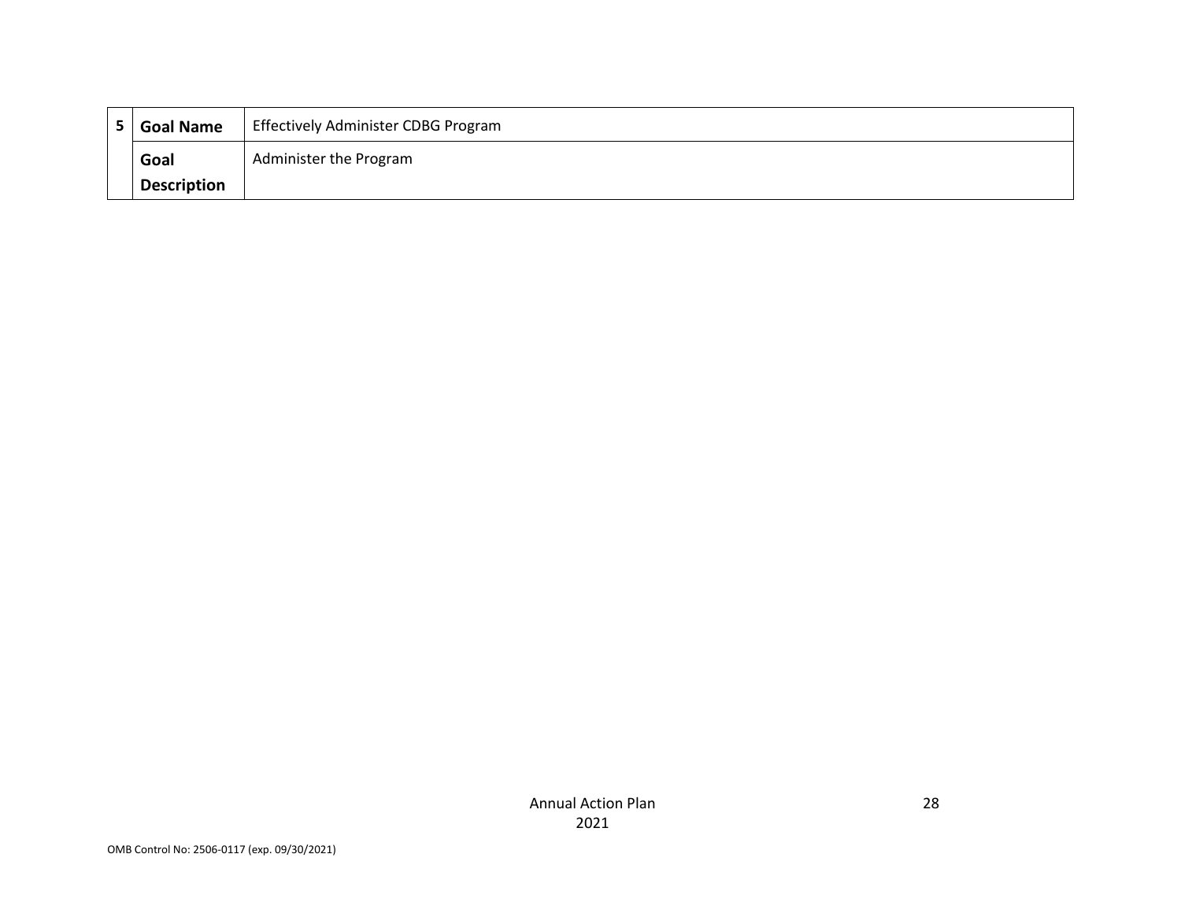| 5 | Goal Name | Effectively Administer CDBG Program |
|---|---|---|
| | Goal Description | Administer the Program |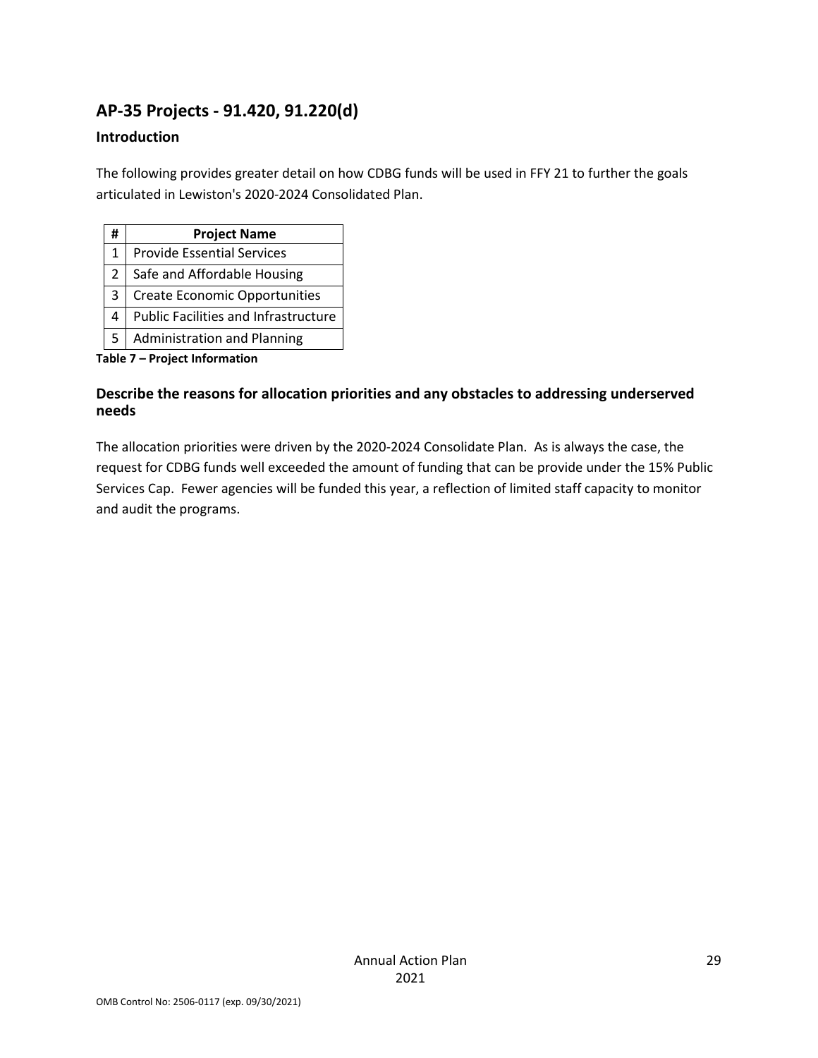## AP-35 Projects - 91.420, 91.220(d)

### Introduction

The following provides greater detail on how CDBG funds will be used in FFY 21 to further the goals articulated in Lewiston's 2020-2024 Consolidated Plan.

| # | Project Name |
|---|---|
| 1 | Provide Essential Services |
| 2 | Safe and Affordable Housing |
| 3 | Create Economic Opportunities |
| 4 | Public Facilities and Infrastructure |
| 5 | Administration and Planning |

**Table 7 – Project Information**

### Describe the reasons for allocation priorities and any obstacles to addressing underserved needs

The allocation priorities were driven by the 2020-2024 Consolidate Plan. As is always the case, the request for CDBG funds well exceeded the amount of funding that can be provide under the 15% Public Services Cap. Fewer agencies will be funded this year, a reflection of limited staff capacity to monitor and audit the programs.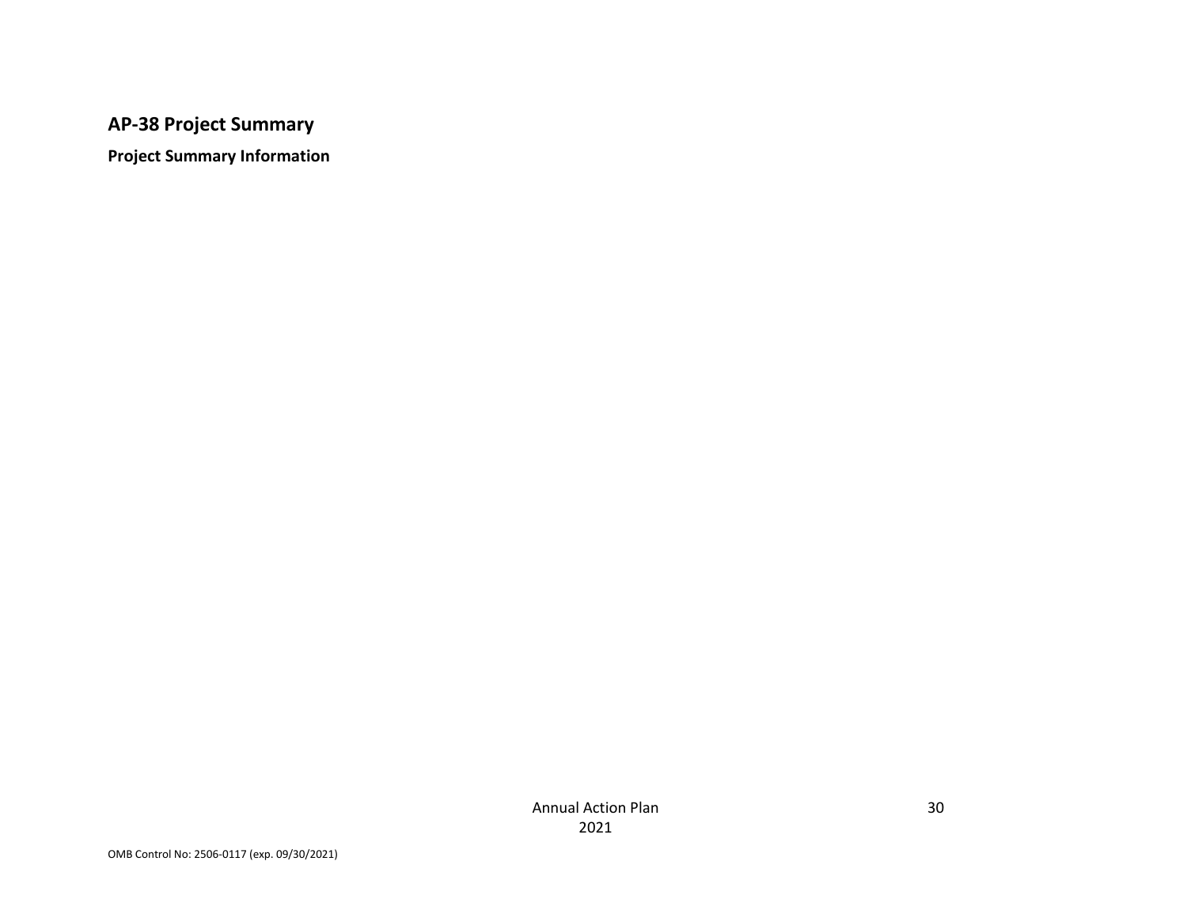## AP-38 Project Summary

**Project Summary Information**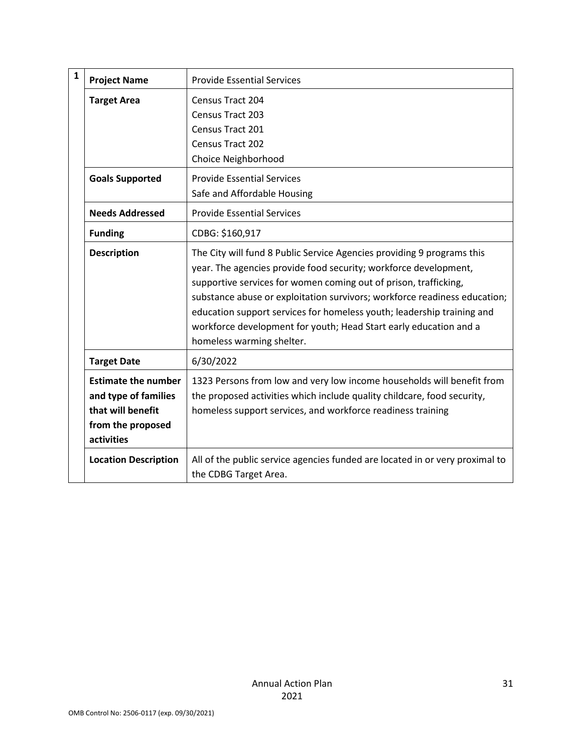| 1 | | |
|---|---|---|
| | **Project Name** | Provide Essential Services |
| | **Target Area** | Census Tract 204<br>Census Tract 203<br>Census Tract 201<br>Census Tract 202<br>Choice Neighborhood |
| | **Goals Supported** | Provide Essential Services<br>Safe and Affordable Housing |
| | **Needs Addressed** | Provide Essential Services |
| | **Funding** | CDBG: $160,917 |
| | **Description** | The City will fund 8 Public Service Agencies providing 9 programs this year. The agencies provide food security; workforce development, supportive services for women coming out of prison, trafficking, substance abuse or exploitation survivors; workforce readiness education; education support services for homeless youth; leadership training and workforce development for youth; Head Start early education and a homeless warming shelter. |
| | **Target Date** | 6/30/2022 |
| | **Estimate the number and type of families that will benefit from the proposed activities** | 1323 Persons from low and very low income households will benefit from the proposed activities which include quality childcare, food security, homeless support services, and workforce readiness training |
| | **Location Description** | All of the public service agencies funded are located in or very proximal to the CDBG Target Area. |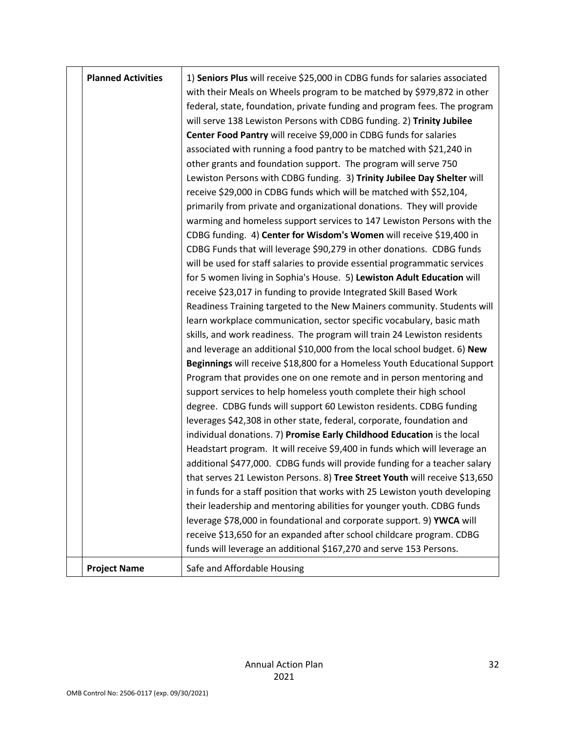| | | |
|---|---|---|
| | **Planned Activities** | 1) **Seniors Plus** will receive $25,000 in CDBG funds for salaries associated with their Meals on Wheels program to be matched by $979,872 in other federal, state, foundation, private funding and program fees. The program will serve 138 Lewiston Persons with CDBG funding. 2) **Trinity Jubilee Center Food Pantry** will receive $9,000 in CDBG funds for salaries associated with running a food pantry to be matched with $21,240 in other grants and foundation support. The program will serve 750 Lewiston Persons with CDBG funding. 3) **Trinity Jubilee Day Shelter** will receive $29,000 in CDBG funds which will be matched with $52,104, primarily from private and organizational donations. They will provide warming and homeless support services to 147 Lewiston Persons with the CDBG funding. 4) **Center for Wisdom's Women** will receive $19,400 in CDBG Funds that will leverage $90,279 in other donations. CDBG funds will be used for staff salaries to provide essential programmatic services for 5 women living in Sophia's House. 5) **Lewiston Adult Education** will receive $23,017 in funding to provide Integrated Skill Based Work Readiness Training targeted to the New Mainers community. Students will learn workplace communication, sector specific vocabulary, basic math skills, and work readiness. The program will train 24 Lewiston residents and leverage an additional $10,000 from the local school budget. 6) **New Beginnings** will receive $18,800 for a Homeless Youth Educational Support Program that provides one on one remote and in person mentoring and support services to help homeless youth complete their high school degree. CDBG funds will support 60 Lewiston residents. CDBG funding leverages $42,308 in other state, federal, corporate, foundation and individual donations. 7) **Promise Early Childhood Education** is the local Headstart program. It will receive $9,400 in funds which will leverage an additional $477,000. CDBG funds will provide funding for a teacher salary that serves 21 Lewiston Persons. 8) **Tree Street Youth** will receive $13,650 in funds for a staff position that works with 25 Lewiston youth developing their leadership and mentoring abilities for younger youth. CDBG funds leverage $78,000 in foundational and corporate support. 9) **YWCA** will receive $13,650 for an expanded after school childcare program. CDBG funds will leverage an additional $167,270 and serve 153 Persons. |
| | **Project Name** | Safe and Affordable Housing |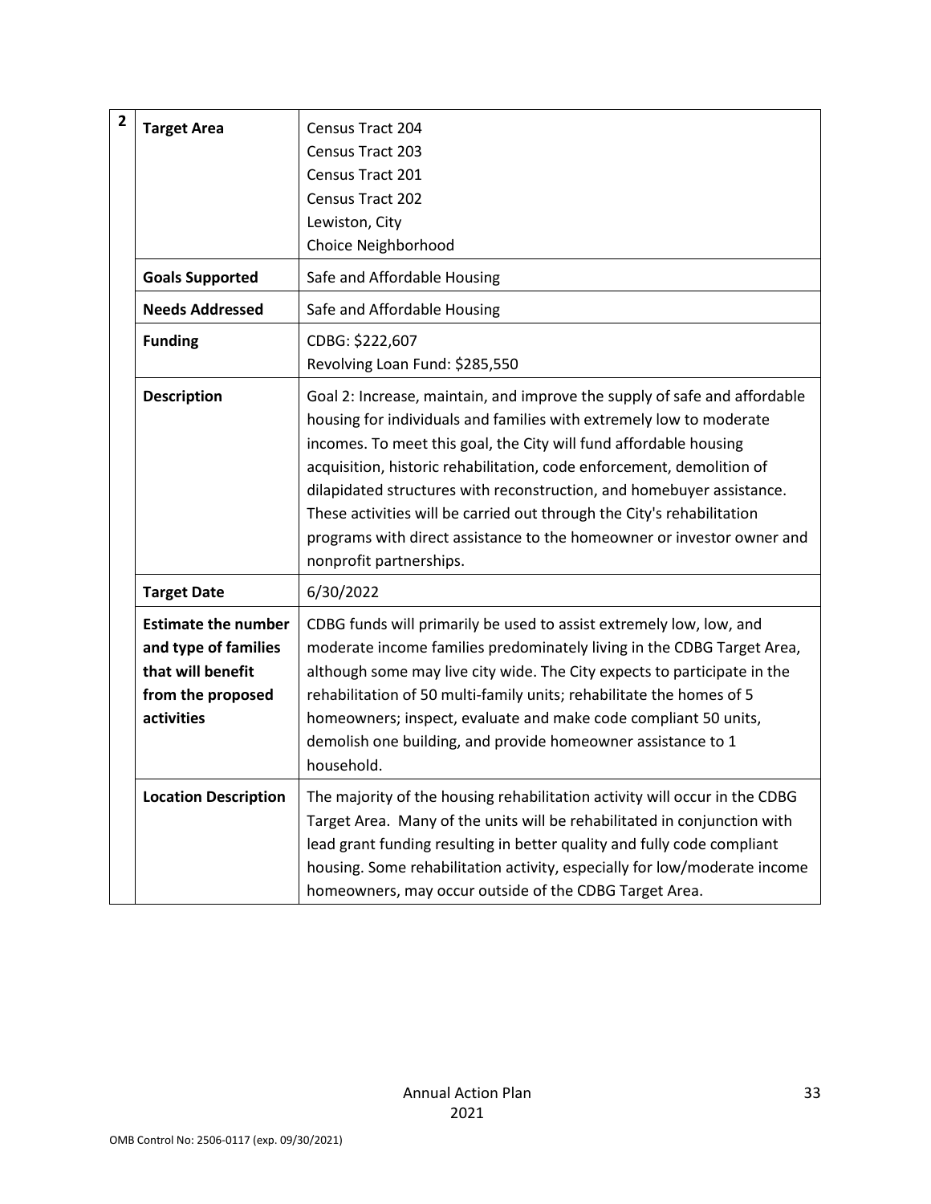| 2 | | |
|---|---|---|
| | **Target Area** | Census Tract 204<br>Census Tract 203<br>Census Tract 201<br>Census Tract 202<br>Lewiston, City<br>Choice Neighborhood |
| | **Goals Supported** | Safe and Affordable Housing |
| | **Needs Addressed** | Safe and Affordable Housing |
| | **Funding** | CDBG: $222,607<br>Revolving Loan Fund: $285,550 |
| | **Description** | Goal 2: Increase, maintain, and improve the supply of safe and affordable housing for individuals and families with extremely low to moderate incomes. To meet this goal, the City will fund affordable housing acquisition, historic rehabilitation, code enforcement, demolition of dilapidated structures with reconstruction, and homebuyer assistance. These activities will be carried out through the City's rehabilitation programs with direct assistance to the homeowner or investor owner and nonprofit partnerships. |
| | **Target Date** | 6/30/2022 |
| | **Estimate the number and type of families that will benefit from the proposed activities** | CDBG funds will primarily be used to assist extremely low, low, and moderate income families predominately living in the CDBG Target Area, although some may live city wide. The City expects to participate in the rehabilitation of 50 multi-family units; rehabilitate the homes of 5 homeowners; inspect, evaluate and make code compliant 50 units, demolish one building, and provide homeowner assistance to 1 household. |
| | **Location Description** | The majority of the housing rehabilitation activity will occur in the CDBG Target Area. Many of the units will be rehabilitated in conjunction with lead grant funding resulting in better quality and fully code compliant housing. Some rehabilitation activity, especially for low/moderate income homeowners, may occur outside of the CDBG Target Area. |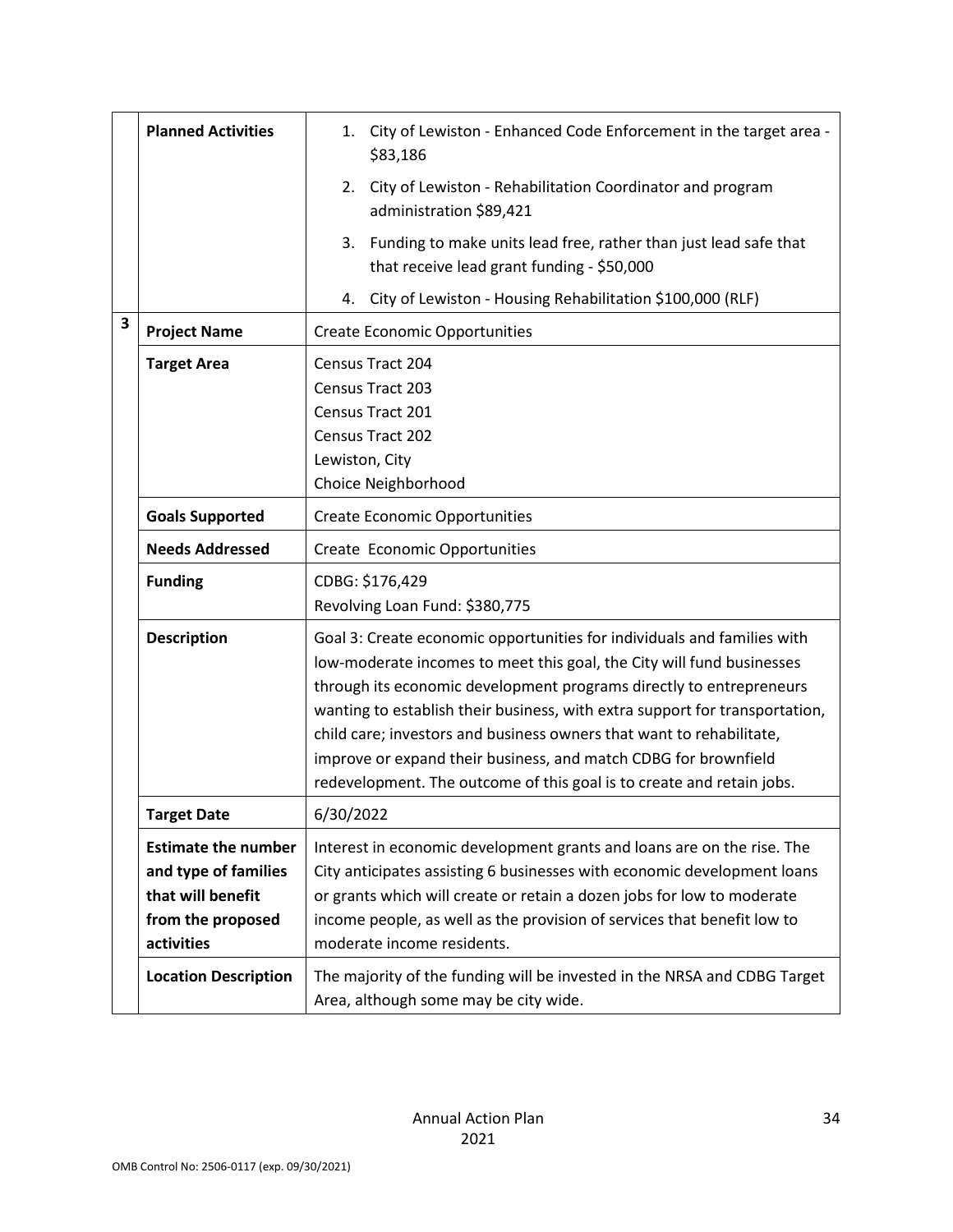| | | |
|---|---|---|
| | **Planned Activities** | 1. City of Lewiston - Enhanced Code Enforcement in the target area - $83,186<br>2. City of Lewiston - Rehabilitation Coordinator and program administration $89,421<br>3. Funding to make units lead free, rather than just lead safe that that receive lead grant funding - $50,000<br>4. City of Lewiston - Housing Rehabilitation $100,000 (RLF) |
| **3** | **Project Name** | Create Economic Opportunities |
| | **Target Area** | Census Tract 204<br>Census Tract 203<br>Census Tract 201<br>Census Tract 202<br>Lewiston, City<br>Choice Neighborhood |
| | **Goals Supported** | Create Economic Opportunities |
| | **Needs Addressed** | Create Economic Opportunities |
| | **Funding** | CDBG: $176,429<br>Revolving Loan Fund: $380,775 |
| | **Description** | Goal 3: Create economic opportunities for individuals and families with low-moderate incomes to meet this goal, the City will fund businesses through its economic development programs directly to entrepreneurs wanting to establish their business, with extra support for transportation, child care; investors and business owners that want to rehabilitate, improve or expand their business, and match CDBG for brownfield redevelopment. The outcome of this goal is to create and retain jobs. |
| | **Target Date** | 6/30/2022 |
| | **Estimate the number and type of families that will benefit from the proposed activities** | Interest in economic development grants and loans are on the rise. The City anticipates assisting 6 businesses with economic development loans or grants which will create or retain a dozen jobs for low to moderate income people, as well as the provision of services that benefit low to moderate income residents. |
| | **Location Description** | The majority of the funding will be invested in the NRSA and CDBG Target Area, although some may be city wide. |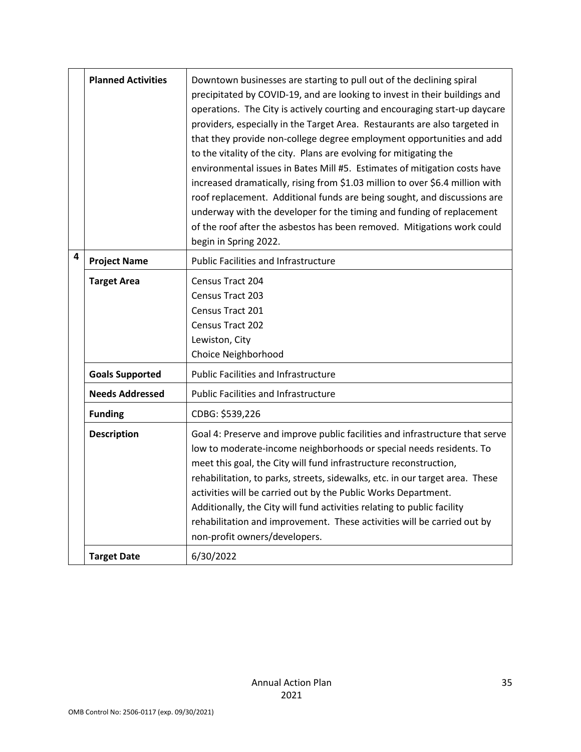| | | |
|---|---|---|
| | **Planned Activities** | Downtown businesses are starting to pull out of the declining spiral precipitated by COVID-19, and are looking to invest in their buildings and operations. The City is actively courting and encouraging start-up daycare providers, especially in the Target Area. Restaurants are also targeted in that they provide non-college degree employment opportunities and add to the vitality of the city. Plans are evolving for mitigating the environmental issues in Bates Mill #5. Estimates of mitigation costs have increased dramatically, rising from $1.03 million to over $6.4 million with roof replacement. Additional funds are being sought, and discussions are underway with the developer for the timing and funding of replacement of the roof after the asbestos has been removed. Mitigations work could begin in Spring 2022. |
| **4** | **Project Name** | Public Facilities and Infrastructure |
| | **Target Area** | Census Tract 204<br>Census Tract 203<br>Census Tract 201<br>Census Tract 202<br>Lewiston, City<br>Choice Neighborhood |
| | **Goals Supported** | Public Facilities and Infrastructure |
| | **Needs Addressed** | Public Facilities and Infrastructure |
| | **Funding** | CDBG: $539,226 |
| | **Description** | Goal 4: Preserve and improve public facilities and infrastructure that serve low to moderate-income neighborhoods or special needs residents. To meet this goal, the City will fund infrastructure reconstruction, rehabilitation, to parks, streets, sidewalks, etc. in our target area. These activities will be carried out by the Public Works Department. Additionally, the City will fund activities relating to public facility rehabilitation and improvement. These activities will be carried out by non-profit owners/developers. |
| | **Target Date** | 6/30/2022 |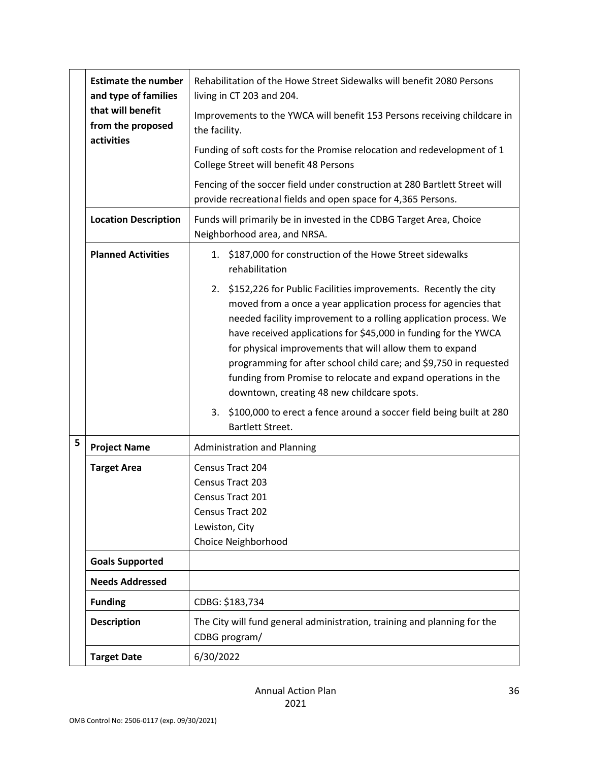| | | |
|---|---|---|
| | **Estimate the number and type of families that will benefit from the proposed activities** | Rehabilitation of the Howe Street Sidewalks will benefit 2080 Persons living in CT 203 and 204.<br><br>Improvements to the YWCA will benefit 153 Persons receiving childcare in the facility.<br><br>Funding of soft costs for the Promise relocation and redevelopment of 1 College Street will benefit 48 Persons<br><br>Fencing of the soccer field under construction at 280 Bartlett Street will provide recreational fields and open space for 4,365 Persons. |
| | **Location Description** | Funds will primarily be in invested in the CDBG Target Area, Choice Neighborhood area, and NRSA. |
| | **Planned Activities** | 1. $187,000 for construction of the Howe Street sidewalks rehabilitation<br><br>2. $152,226 for Public Facilities improvements. Recently the city moved from a once a year application process for agencies that needed facility improvement to a rolling application process. We have received applications for $45,000 in funding for the YWCA for physical improvements that will allow them to expand programming for after school child care; and $9,750 in requested funding from Promise to relocate and expand operations in the downtown, creating 48 new childcare spots.<br><br>3. $100,000 to erect a fence around a soccer field being built at 280 Bartlett Street. |
| 5 | **Project Name** | Administration and Planning |
| | **Target Area** | Census Tract 204<br>Census Tract 203<br>Census Tract 201<br>Census Tract 202<br>Lewiston, City<br>Choice Neighborhood |
| | **Goals Supported** | |
| | **Needs Addressed** | |
| | **Funding** | CDBG: $183,734 |
| | **Description** | The City will fund general administration, training and planning for the CDBG program/ |
| | **Target Date** | 6/30/2022 |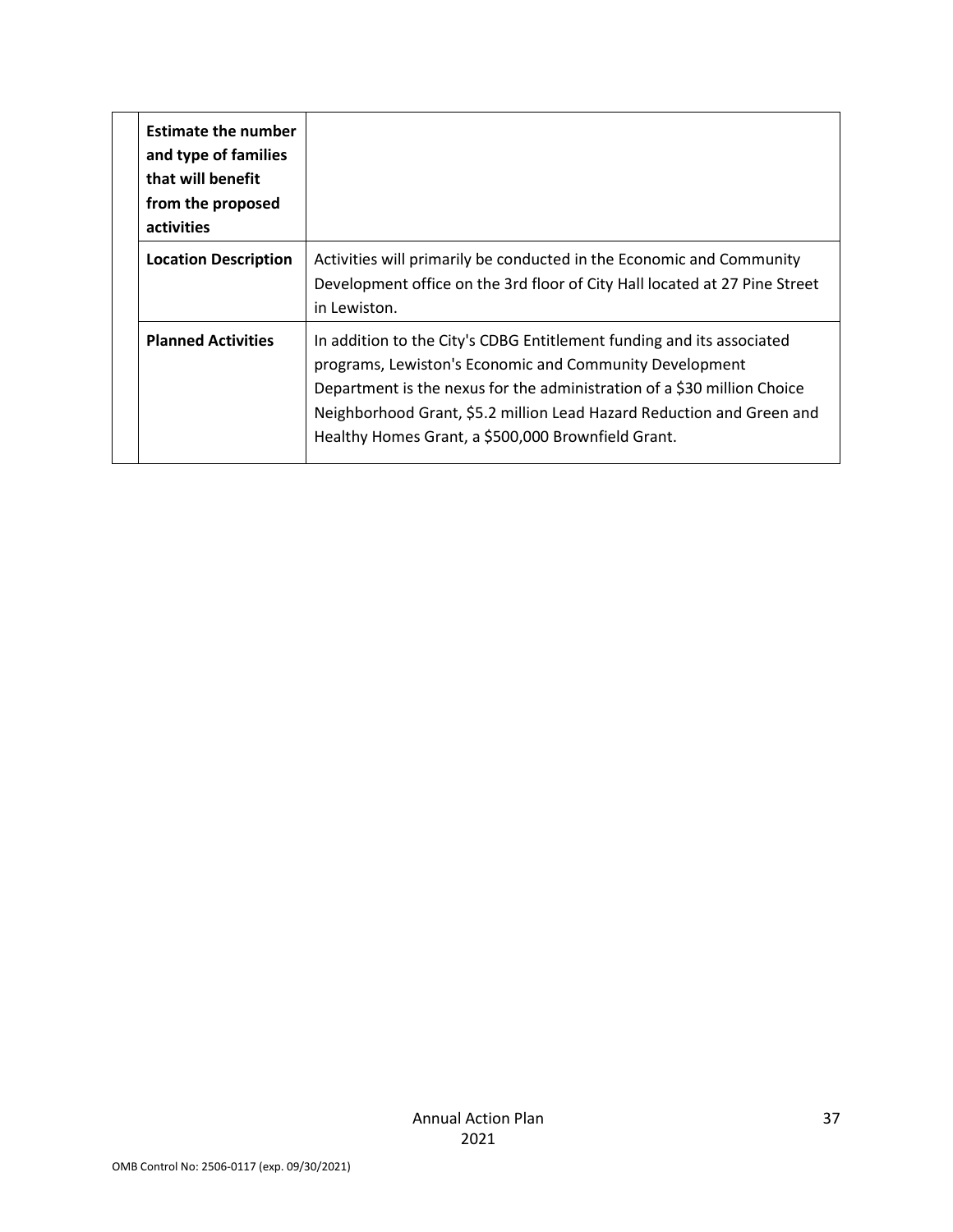| | | |
|---|---|---|
| | **Estimate the number and type of families that will benefit from the proposed activities** | |
| | **Location Description** | Activities will primarily be conducted in the Economic and Community Development office on the 3rd floor of City Hall located at 27 Pine Street in Lewiston. |
| | **Planned Activities** | In addition to the City's CDBG Entitlement funding and its associated programs, Lewiston's Economic and Community Development Department is the nexus for the administration of a $30 million Choice Neighborhood Grant, $5.2 million Lead Hazard Reduction and Green and Healthy Homes Grant, a $500,000 Brownfield Grant. |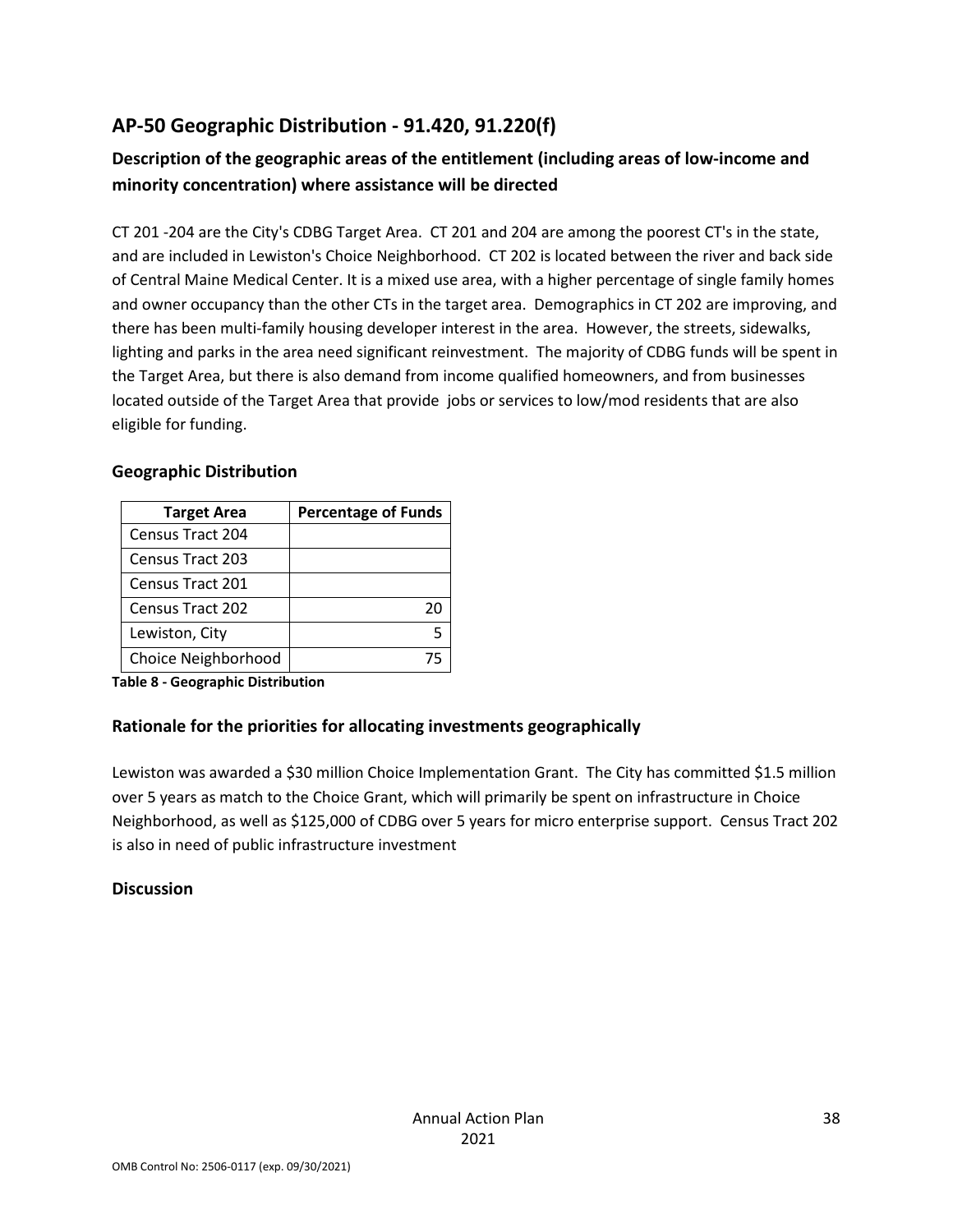## AP-50 Geographic Distribution - 91.420, 91.220(f)

### Description of the geographic areas of the entitlement (including areas of low-income and minority concentration) where assistance will be directed

CT 201 -204 are the City's CDBG Target Area. CT 201 and 204 are among the poorest CT's in the state, and are included in Lewiston's Choice Neighborhood. CT 202 is located between the river and back side of Central Maine Medical Center. It is a mixed use area, with a higher percentage of single family homes and owner occupancy than the other CTs in the target area. Demographics in CT 202 are improving, and there has been multi-family housing developer interest in the area. However, the streets, sidewalks, lighting and parks in the area need significant reinvestment. The majority of CDBG funds will be spent in the Target Area, but there is also demand from income qualified homeowners, and from businesses located outside of the Target Area that provide jobs or services to low/mod residents that are also eligible for funding.

### Geographic Distribution

| Target Area | Percentage of Funds |
|---|---|
| Census Tract 204 | |
| Census Tract 203 | |
| Census Tract 201 | |
| Census Tract 202 | 20 |
| Lewiston, City | 5 |
| Choice Neighborhood | 75 |

**Table 8 - Geographic Distribution**

### Rationale for the priorities for allocating investments geographically

Lewiston was awarded a $30 million Choice Implementation Grant. The City has committed $1.5 million over 5 years as match to the Choice Grant, which will primarily be spent on infrastructure in Choice Neighborhood, as well as $125,000 of CDBG over 5 years for micro enterprise support. Census Tract 202 is also in need of public infrastructure investment

### Discussion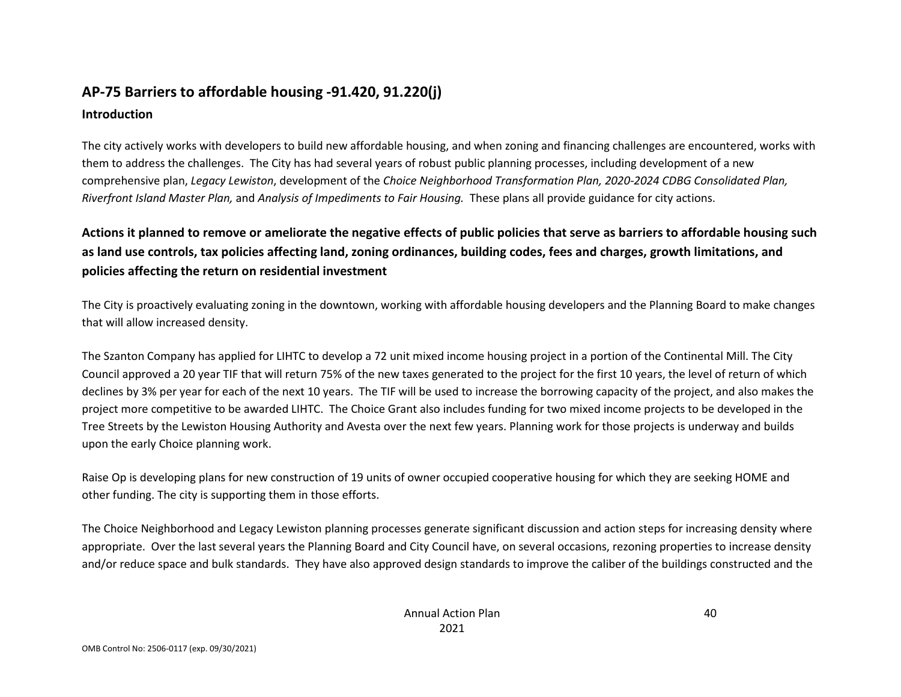## AP-75 Barriers to affordable housing -91.420, 91.220(j)

### Introduction

The city actively works with developers to build new affordable housing, and when zoning and financing challenges are encountered, works with them to address the challenges. The City has had several years of robust public planning processes, including development of a new comprehensive plan, *Legacy Lewiston*, development of the *Choice Neighborhood Transformation Plan, 2020-2024 CDBG Consolidated Plan, Riverfront Island Master Plan,* and *Analysis of Impediments to Fair Housing.* These plans all provide guidance for city actions.

### Actions it planned to remove or ameliorate the negative effects of public policies that serve as barriers to affordable housing such as land use controls, tax policies affecting land, zoning ordinances, building codes, fees and charges, growth limitations, and policies affecting the return on residential investment

The City is proactively evaluating zoning in the downtown, working with affordable housing developers and the Planning Board to make changes that will allow increased density.

The Szanton Company has applied for LIHTC to develop a 72 unit mixed income housing project in a portion of the Continental Mill. The City Council approved a 20 year TIF that will return 75% of the new taxes generated to the project for the first 10 years, the level of return of which declines by 3% per year for each of the next 10 years. The TIF will be used to increase the borrowing capacity of the project, and also makes the project more competitive to be awarded LIHTC. The Choice Grant also includes funding for two mixed income projects to be developed in the Tree Streets by the Lewiston Housing Authority and Avesta over the next few years. Planning work for those projects is underway and builds upon the early Choice planning work.

Raise Op is developing plans for new construction of 19 units of owner occupied cooperative housing for which they are seeking HOME and other funding. The city is supporting them in those efforts.

The Choice Neighborhood and Legacy Lewiston planning processes generate significant discussion and action steps for increasing density where appropriate. Over the last several years the Planning Board and City Council have, on several occasions, rezoning properties to increase density and/or reduce space and bulk standards. They have also approved design standards to improve the caliber of the buildings constructed and the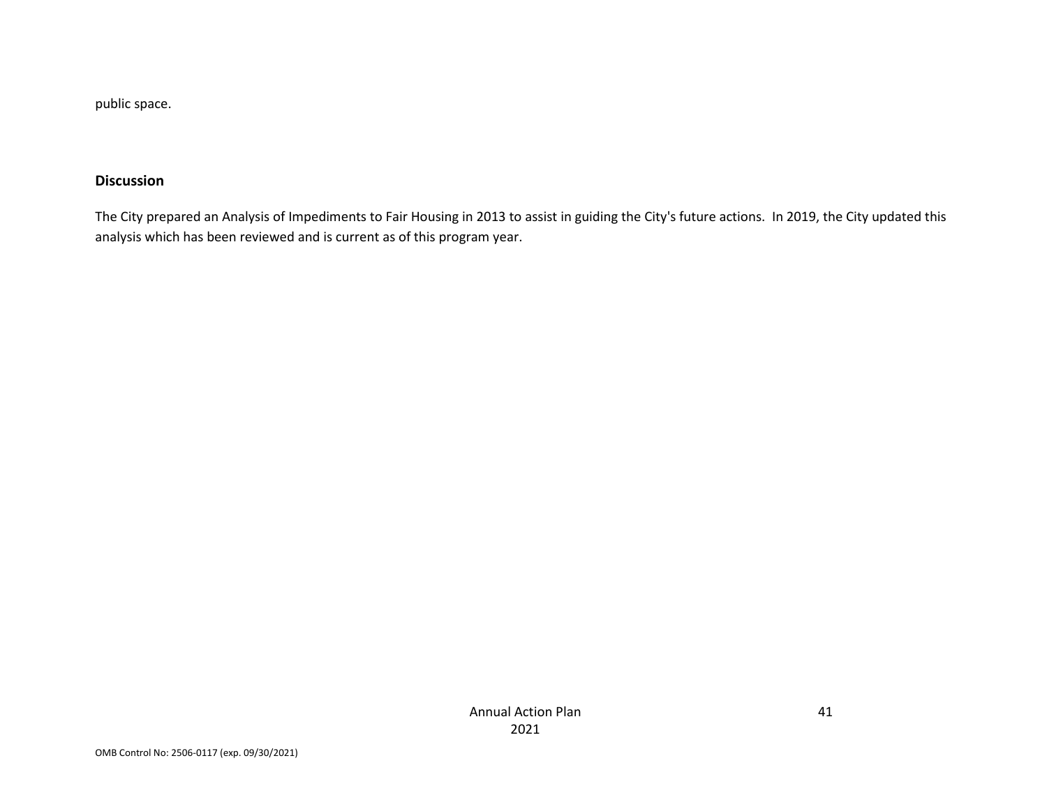public space.

**Discussion**

The City prepared an Analysis of Impediments to Fair Housing in 2013 to assist in guiding the City's future actions. In 2019, the City updated this analysis which has been reviewed and is current as of this program year.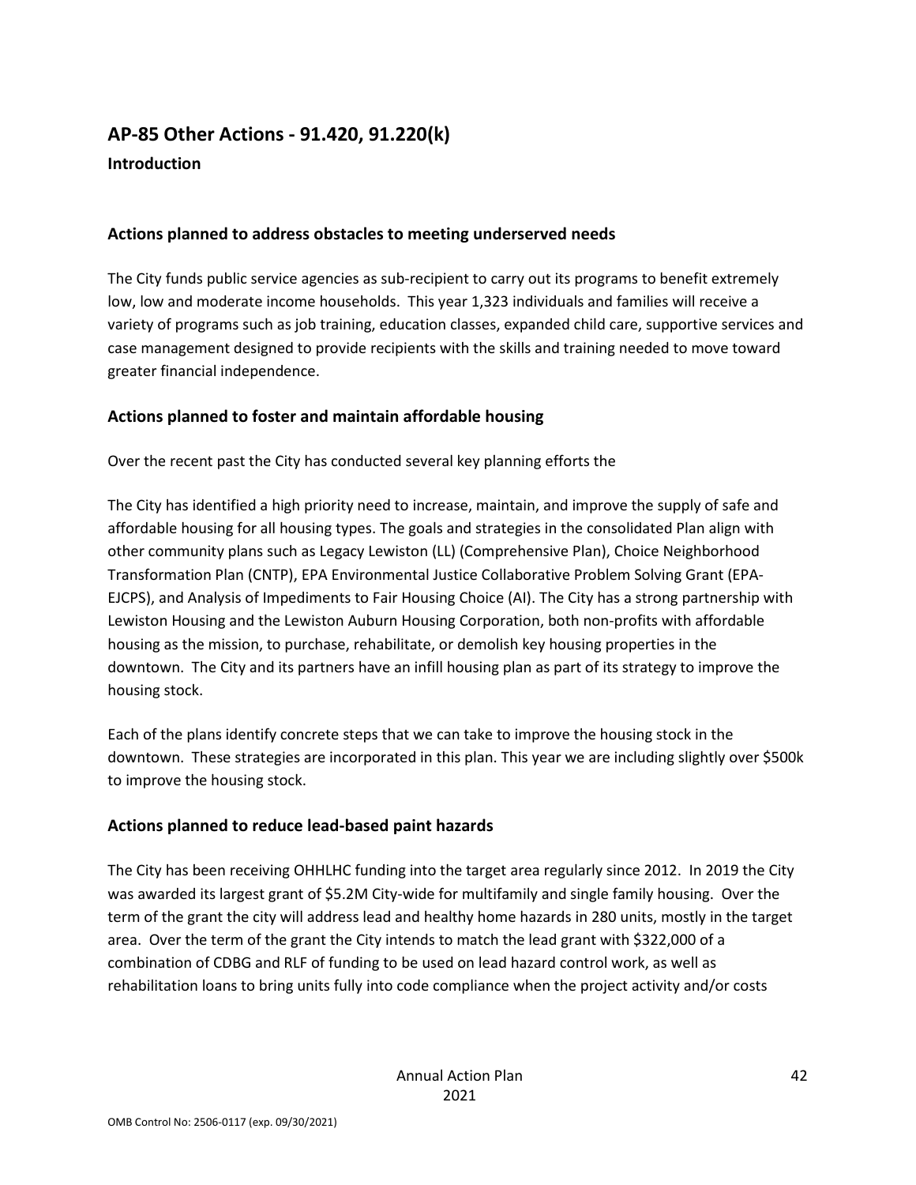## AP-85 Other Actions - 91.420, 91.220(k)

### Introduction

### Actions planned to address obstacles to meeting underserved needs

The City funds public service agencies as sub-recipient to carry out its programs to benefit extremely low, low and moderate income households. This year 1,323 individuals and families will receive a variety of programs such as job training, education classes, expanded child care, supportive services and case management designed to provide recipients with the skills and training needed to move toward greater financial independence.

### Actions planned to foster and maintain affordable housing

Over the recent past the City has conducted several key planning efforts the

The City has identified a high priority need to increase, maintain, and improve the supply of safe and affordable housing for all housing types. The goals and strategies in the consolidated Plan align with other community plans such as Legacy Lewiston (LL) (Comprehensive Plan), Choice Neighborhood Transformation Plan (CNTP), EPA Environmental Justice Collaborative Problem Solving Grant (EPA-EJCPS), and Analysis of Impediments to Fair Housing Choice (AI). The City has a strong partnership with Lewiston Housing and the Lewiston Auburn Housing Corporation, both non-profits with affordable housing as the mission, to purchase, rehabilitate, or demolish key housing properties in the downtown. The City and its partners have an infill housing plan as part of its strategy to improve the housing stock.

Each of the plans identify concrete steps that we can take to improve the housing stock in the downtown. These strategies are incorporated in this plan. This year we are including slightly over $500k to improve the housing stock.

### Actions planned to reduce lead-based paint hazards

The City has been receiving OHHLHC funding into the target area regularly since 2012. In 2019 the City was awarded its largest grant of $5.2M City-wide for multifamily and single family housing. Over the term of the grant the city will address lead and healthy home hazards in 280 units, mostly in the target area. Over the term of the grant the City intends to match the lead grant with $322,000 of a combination of CDBG and RLF of funding to be used on lead hazard control work, as well as rehabilitation loans to bring units fully into code compliance when the project activity and/or costs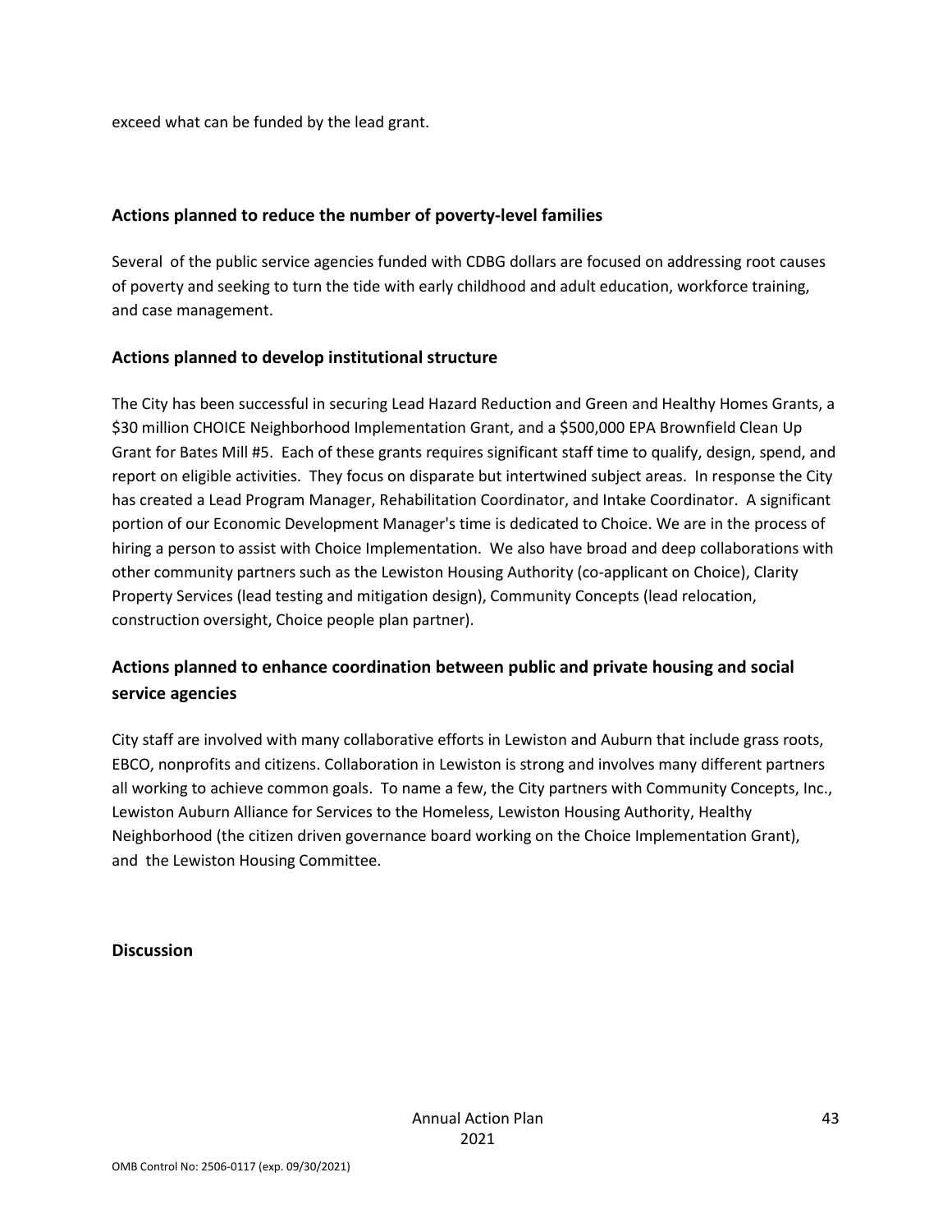exceed what can be funded by the lead grant.

## Actions planned to reduce the number of poverty-level families

Several of the public service agencies funded with CDBG dollars are focused on addressing root causes of poverty and seeking to turn the tide with early childhood and adult education, workforce training, and case management.

## Actions planned to develop institutional structure

The City has been successful in securing Lead Hazard Reduction and Green and Healthy Homes Grants, a $30 million CHOICE Neighborhood Implementation Grant, and a $500,000 EPA Brownfield Clean Up Grant for Bates Mill #5. Each of these grants requires significant staff time to qualify, design, spend, and report on eligible activities. They focus on disparate but intertwined subject areas. In response the City has created a Lead Program Manager, Rehabilitation Coordinator, and Intake Coordinator. A significant portion of our Economic Development Manager's time is dedicated to Choice. We are in the process of hiring a person to assist with Choice Implementation. We also have broad and deep collaborations with other community partners such as the Lewiston Housing Authority (co-applicant on Choice), Clarity Property Services (lead testing and mitigation design), Community Concepts (lead relocation, construction oversight, Choice people plan partner).

## Actions planned to enhance coordination between public and private housing and social service agencies

City staff are involved with many collaborative efforts in Lewiston and Auburn that include grass roots, EBCO, nonprofits and citizens. Collaboration in Lewiston is strong and involves many different partners all working to achieve common goals. To name a few, the City partners with Community Concepts, Inc., Lewiston Auburn Alliance for Services to the Homeless, Lewiston Housing Authority, Healthy Neighborhood (the citizen driven governance board working on the Choice Implementation Grant), and the Lewiston Housing Committee.

## Discussion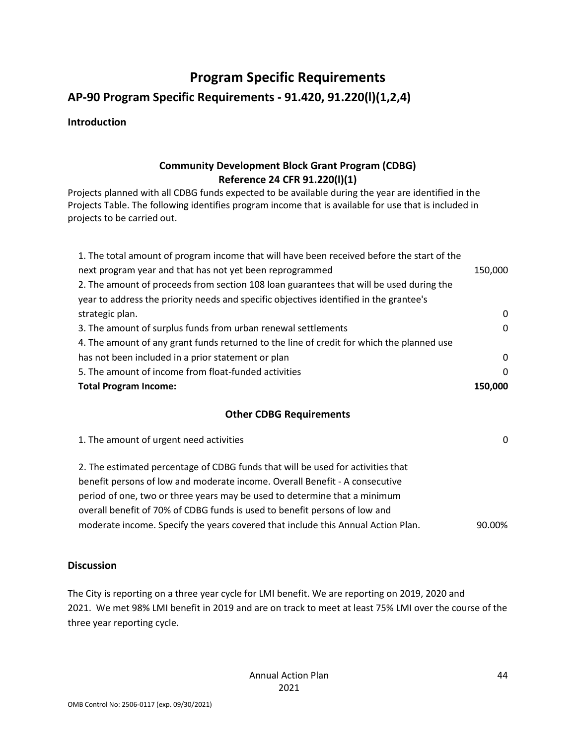# Program Specific Requirements

## AP-90 Program Specific Requirements - 91.420, 91.220(l)(1,2,4)

**Introduction**

### Community Development Block Grant Program (CDBG)
### Reference 24 CFR 91.220(l)(1)

Projects planned with all CDBG funds expected to be available during the year are identified in the Projects Table. The following identifies program income that is available for use that is included in projects to be carried out.

| | |
|---|---|
| 1. The total amount of program income that will have been received before the start of the next program year and that has not yet been reprogrammed | 150,000 |
| 2. The amount of proceeds from section 108 loan guarantees that will be used during the year to address the priority needs and specific objectives identified in the grantee's strategic plan. | 0 |
| 3. The amount of surplus funds from urban renewal settlements | 0 |
| 4. The amount of any grant funds returned to the line of credit for which the planned use has not been included in a prior statement or plan | 0 |
| 5. The amount of income from float-funded activities | 0 |
| **Total Program Income:** | **150,000** |

### Other CDBG Requirements

| | |
|---|---|
| 1. The amount of urgent need activities | 0 |
| 2. The estimated percentage of CDBG funds that will be used for activities that benefit persons of low and moderate income. Overall Benefit - A consecutive period of one, two or three years may be used to determine that a minimum overall benefit of 70% of CDBG funds is used to benefit persons of low and moderate income. Specify the years covered that include this Annual Action Plan. | 90.00% |

**Discussion**

The City is reporting on a three year cycle for LMI benefit. We are reporting on 2019, 2020 and 2021. We met 98% LMI benefit in 2019 and are on track to meet at least 75% LMI over the course of the three year reporting cycle.